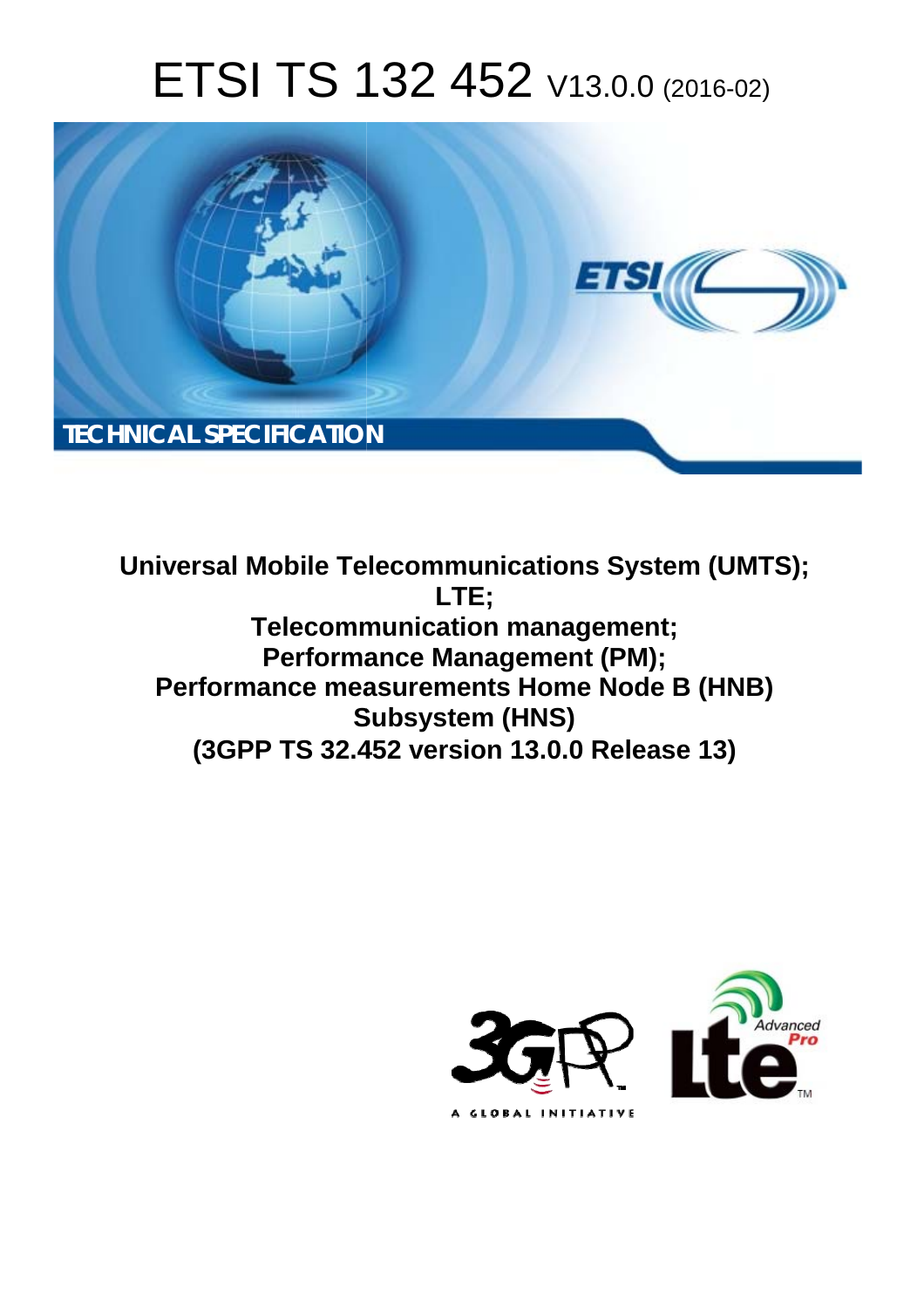# ETSI TS 132 452 V13.0.0 (2016-02)

TECHNICAL SPECIFICATION

**Universal Mobile Telecommunications System (UMTS); LTE; Telecommunication management; Performance Management (PM); Performance measurements Home Node B (HNB) Subsystem (HNS) (3GPP TS 32.452 version 13.0.0 Release 13)**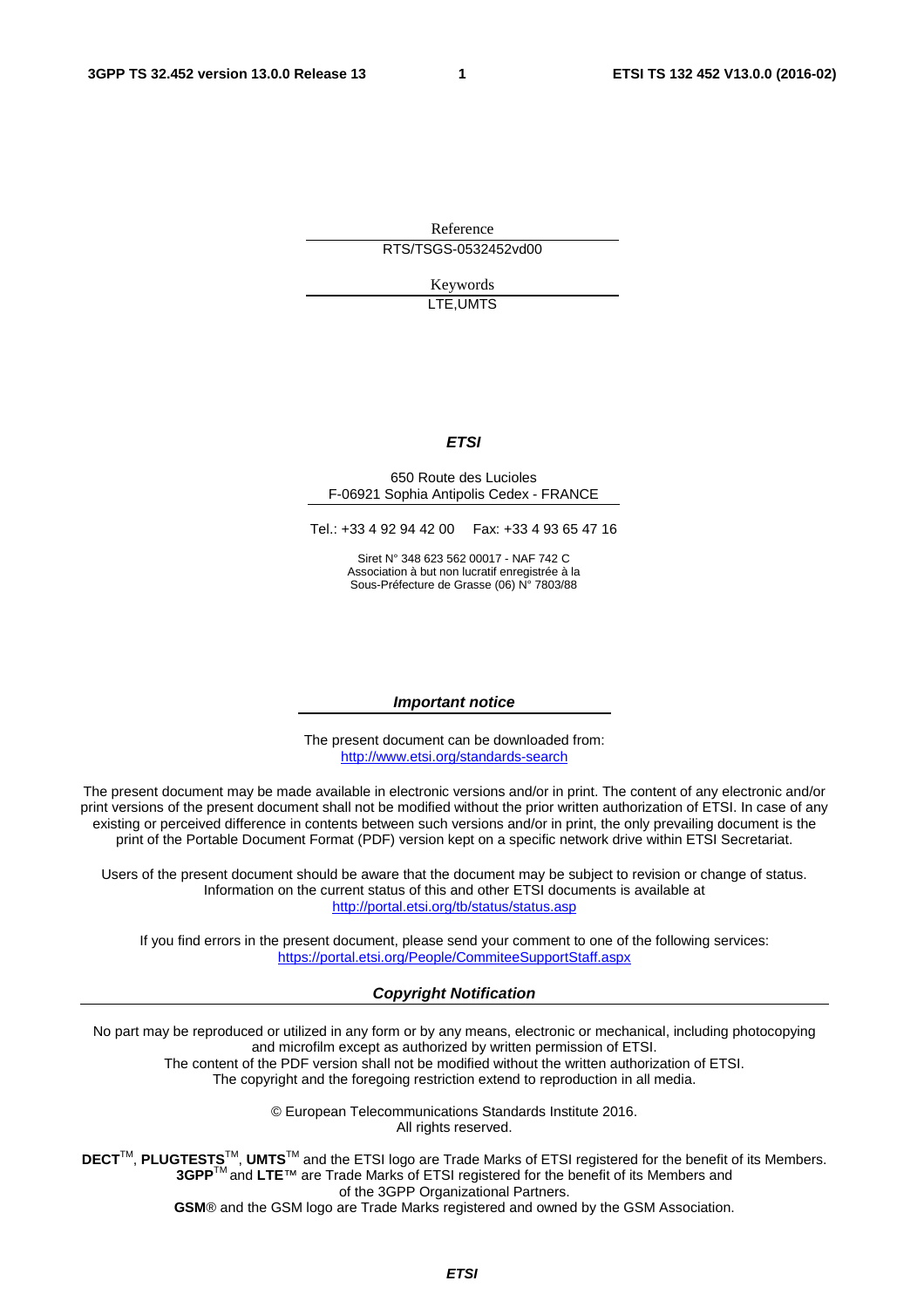Reference

RTS/TSGS-0532452vd00

Keywords

LTE,UMTS

***ETSI***

650 Route des Lucioles
F-06921 Sophia Antipolis Cedex - FRANCE

Tel.: +33 4 92 94 42 00 Fax: +33 4 93 65 47 16

Siret N° 348 623 562 00017 - NAF 742 C
Association à but non lucratif enregistrée à la
Sous-Préfecture de Grasse (06) N° 7803/88

***Important notice***

The present document can be downloaded from:
http://www.etsi.org/standards-search

The present document may be made available in electronic versions and/or in print. The content of any electronic and/or print versions of the present document shall not be modified without the prior written authorization of ETSI. In case of any existing or perceived difference in contents between such versions and/or in print, the only prevailing document is the print of the Portable Document Format (PDF) version kept on a specific network drive within ETSI Secretariat.

Users of the present document should be aware that the document may be subject to revision or change of status. Information on the current status of this and other ETSI documents is available at
http://portal.etsi.org/tb/status/status.asp

If you find errors in the present document, please send your comment to one of the following services:
https://portal.etsi.org/People/CommiteeSupportStaff.aspx

***Copyright Notification***

No part may be reproduced or utilized in any form or by any means, electronic or mechanical, including photocopying and microfilm except as authorized by written permission of ETSI.
The content of the PDF version shall not be modified without the written authorization of ETSI.
The copyright and the foregoing restriction extend to reproduction in all media.

© European Telecommunications Standards Institute 2016.
All rights reserved.

**DECT**™, **PLUGTESTS**™, **UMTS**™ and the ETSI logo are Trade Marks of ETSI registered for the benefit of its Members.
**3GPP**™ and **LTE**™ are Trade Marks of ETSI registered for the benefit of its Members and of the 3GPP Organizational Partners.
**GSM**® and the GSM logo are Trade Marks registered and owned by the GSM Association.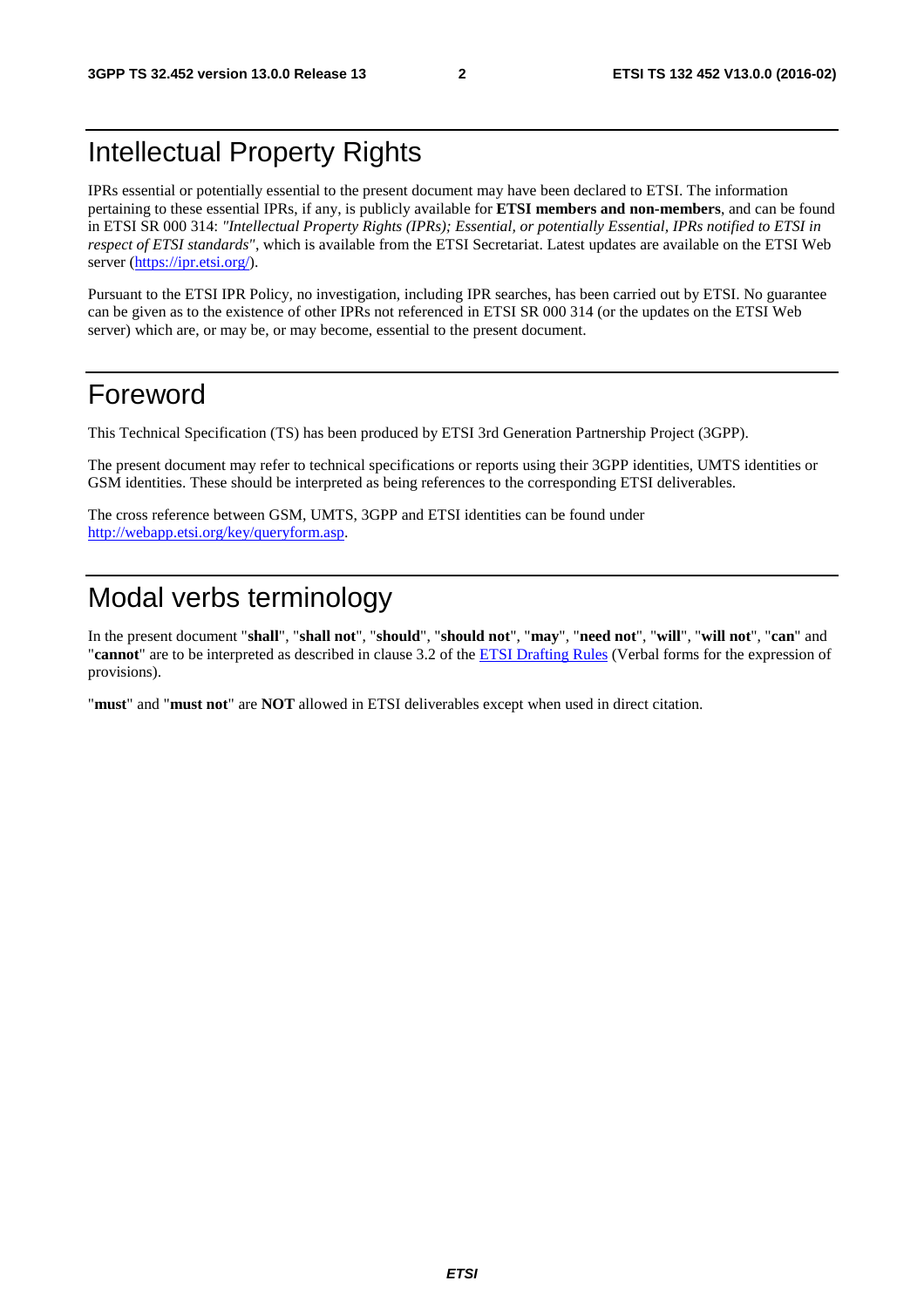# Intellectual Property Rights

IPRs essential or potentially essential to the present document may have been declared to ETSI. The information pertaining to these essential IPRs, if any, is publicly available for **ETSI members and non-members**, and can be found in ETSI SR 000 314: *"Intellectual Property Rights (IPRs); Essential, or potentially Essential, IPRs notified to ETSI in respect of ETSI standards"*, which is available from the ETSI Secretariat. Latest updates are available on the ETSI Web server (https://ipr.etsi.org/).

Pursuant to the ETSI IPR Policy, no investigation, including IPR searches, has been carried out by ETSI. No guarantee can be given as to the existence of other IPRs not referenced in ETSI SR 000 314 (or the updates on the ETSI Web server) which are, or may be, or may become, essential to the present document.

# Foreword

This Technical Specification (TS) has been produced by ETSI 3rd Generation Partnership Project (3GPP).

The present document may refer to technical specifications or reports using their 3GPP identities, UMTS identities or GSM identities. These should be interpreted as being references to the corresponding ETSI deliverables.

The cross reference between GSM, UMTS, 3GPP and ETSI identities can be found under http://webapp.etsi.org/key/queryform.asp.

# Modal verbs terminology

In the present document "**shall**", "**shall not**", "**should**", "**should not**", "**may**", "**need not**", "**will**", "**will not**", "**can**" and "**cannot**" are to be interpreted as described in clause 3.2 of the ETSI Drafting Rules (Verbal forms for the expression of provisions).

"**must**" and "**must not**" are **NOT** allowed in ETSI deliverables except when used in direct citation.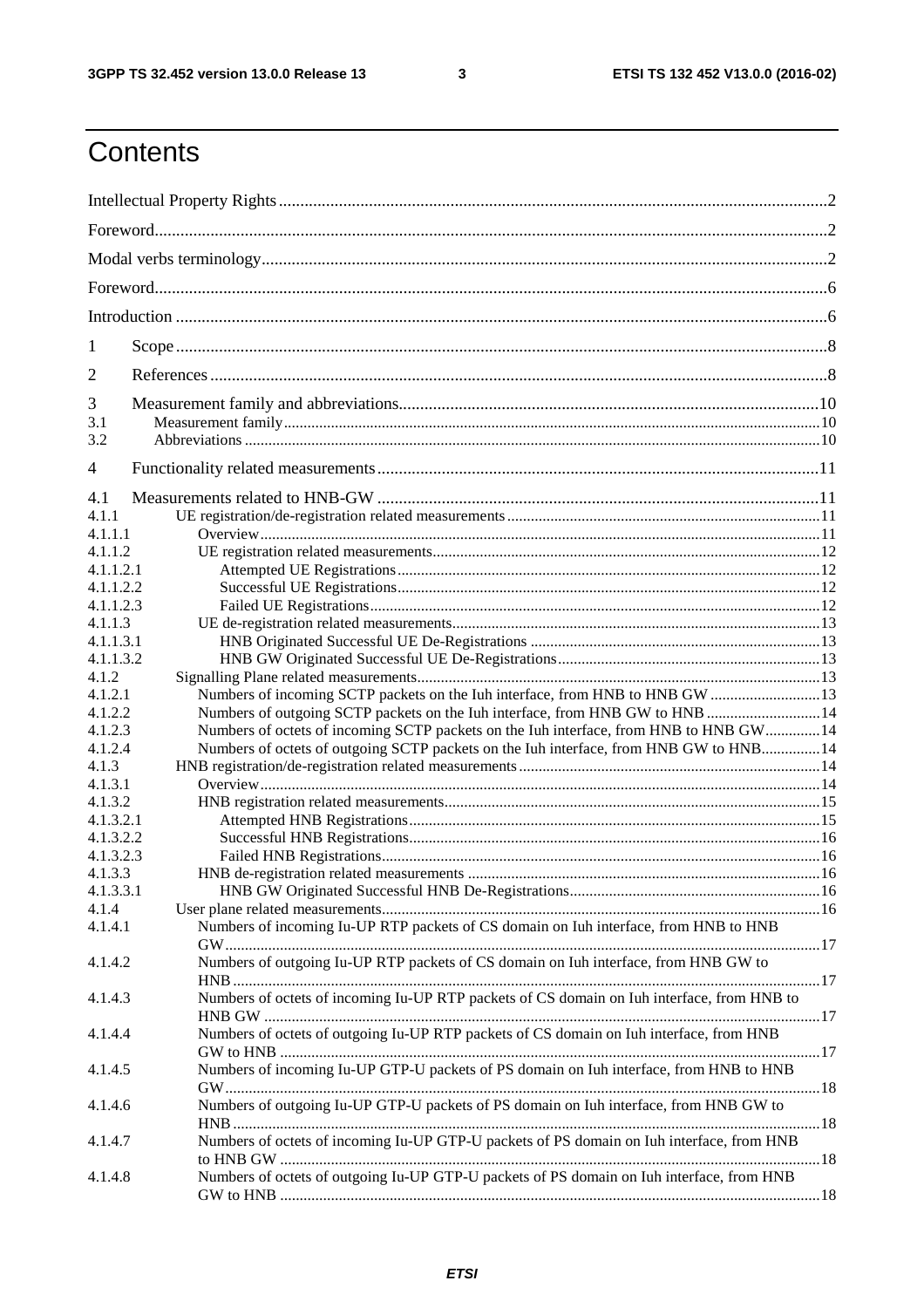# Contents

Intellectual Property Rights ....... 2
Foreword ....... 2
Modal verbs terminology ....... 2
Foreword ....... 6
Introduction ....... 6

1 Scope ....... 8

2 References ....... 8

3 Measurement family and abbreviations ....... 10
3.1 Measurement family ....... 10
3.2 Abbreviations ....... 10

4 Functionality related measurements ....... 11

4.1 Measurements related to HNB-GW ....... 11
4.1.1 UE registration/de-registration related measurements ....... 11
4.1.1.1 Overview ....... 11
4.1.1.2 UE registration related measurements ....... 12
4.1.1.2.1 Attempted UE Registrations ....... 12
4.1.1.2.2 Successful UE Registrations ....... 12
4.1.1.2.3 Failed UE Registrations ....... 12
4.1.1.3 UE de-registration related measurements ....... 13
4.1.1.3.1 HNB Originated Successful UE De-Registrations ....... 13
4.1.1.3.2 HNB GW Originated Successful UE De-Registrations ....... 13
4.1.2 Signalling Plane related measurements ....... 13
4.1.2.1 Numbers of incoming SCTP packets on the Iuh interface, from HNB to HNB GW ....... 13
4.1.2.2 Numbers of outgoing SCTP packets on the Iuh interface, from HNB GW to HNB ....... 14
4.1.2.3 Numbers of octets of incoming SCTP packets on the Iuh interface, from HNB to HNB GW ....... 14
4.1.2.4 Numbers of octets of outgoing SCTP packets on the Iuh interface, from HNB GW to HNB ....... 14
4.1.3 HNB registration/de-registration related measurements ....... 14
4.1.3.1 Overview ....... 14
4.1.3.2 HNB registration related measurements ....... 15
4.1.3.2.1 Attempted HNB Registrations ....... 15
4.1.3.2.2 Successful HNB Registrations ....... 16
4.1.3.2.3 Failed HNB Registrations ....... 16
4.1.3.3 HNB de-registration related measurements ....... 16
4.1.3.3.1 HNB GW Originated Successful HNB De-Registrations ....... 16
4.1.4 User plane related measurements ....... 16
4.1.4.1 Numbers of incoming Iu-UP RTP packets of CS domain on Iuh interface, from HNB to HNB GW ....... 17
4.1.4.2 Numbers of outgoing Iu-UP RTP packets of CS domain on Iuh interface, from HNB GW to HNB ....... 17
4.1.4.3 Numbers of octets of incoming Iu-UP RTP packets of CS domain on Iuh interface, from HNB to HNB GW ....... 17
4.1.4.4 Numbers of octets of outgoing Iu-UP RTP packets of CS domain on Iuh interface, from HNB GW to HNB ....... 17
4.1.4.5 Numbers of incoming Iu-UP GTP-U packets of PS domain on Iuh interface, from HNB to HNB GW ....... 18
4.1.4.6 Numbers of outgoing Iu-UP GTP-U packets of PS domain on Iuh interface, from HNB GW to HNB ....... 18
4.1.4.7 Numbers of octets of incoming Iu-UP GTP-U packets of PS domain on Iuh interface, from HNB to HNB GW ....... 18
4.1.4.8 Numbers of octets of outgoing Iu-UP GTP-U packets of PS domain on Iuh interface, from HNB GW to HNB ....... 18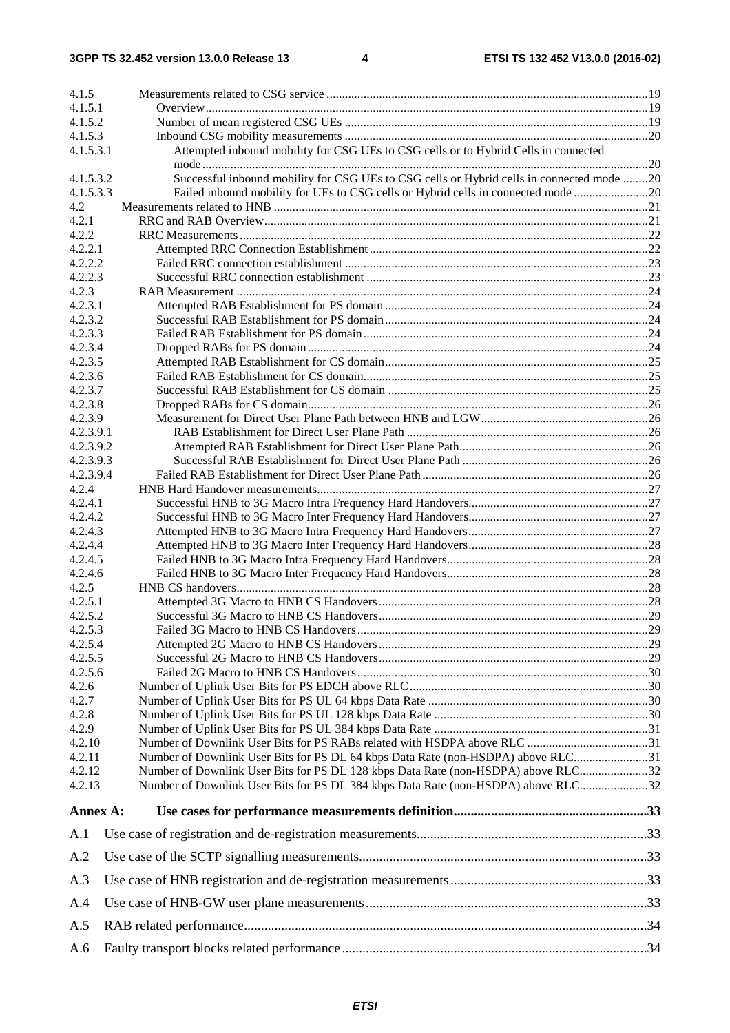4.1.5 Measurements related to CSG service ..... 19
4.1.5.1 Overview ..... 19
4.1.5.2 Number of mean registered CSG UEs ..... 19
4.1.5.3 Inbound CSG mobility measurements ..... 20
4.1.5.3.1 Attempted inbound mobility for CSG UEs to CSG cells or to Hybrid Cells in connected mode ..... 20
4.1.5.3.2 Successful inbound mobility for CSG UEs to CSG cells or Hybrid cells in connected mode ..... 20
4.1.5.3.3 Failed inbound mobility for UEs to CSG cells or Hybrid cells in connected mode ..... 20
4.2 Measurements related to HNB ..... 21
4.2.1 RRC and RAB Overview ..... 21
4.2.2 RRC Measurements ..... 22
4.2.2.1 Attempted RRC Connection Establishment ..... 22
4.2.2.2 Failed RRC connection establishment ..... 23
4.2.2.3 Successful RRC connection establishment ..... 23
4.2.3 RAB Measurement ..... 24
4.2.3.1 Attempted RAB Establishment for PS domain ..... 24
4.2.3.2 Successful RAB Establishment for PS domain ..... 24
4.2.3.3 Failed RAB Establishment for PS domain ..... 24
4.2.3.4 Dropped RABs for PS domain ..... 24
4.2.3.5 Attempted RAB Establishment for CS domain ..... 25
4.2.3.6 Failed RAB Establishment for CS domain ..... 25
4.2.3.7 Successful RAB Establishment for CS domain ..... 25
4.2.3.8 Dropped RABs for CS domain ..... 26
4.2.3.9 Measurement for Direct User Plane Path between HNB and LGW ..... 26
4.2.3.9.1 RAB Establishment for Direct User Plane Path ..... 26
4.2.3.9.2 Attempted RAB Establishment for Direct User Plane Path ..... 26
4.2.3.9.3 Successful RAB Establishment for Direct User Plane Path ..... 26
4.2.3.9.4 Failed RAB Establishment for Direct User Plane Path ..... 26
4.2.4 HNB Hard Handover measurements ..... 27
4.2.4.1 Successful HNB to 3G Macro Intra Frequency Hard Handovers ..... 27
4.2.4.2 Successful HNB to 3G Macro Inter Frequency Hard Handovers ..... 27
4.2.4.3 Attempted HNB to 3G Macro Intra Frequency Hard Handovers ..... 27
4.2.4.4 Attempted HNB to 3G Macro Inter Frequency Hard Handovers ..... 28
4.2.4.5 Failed HNB to 3G Macro Intra Frequency Hard Handovers ..... 28
4.2.4.6 Failed HNB to 3G Macro Inter Frequency Hard Handovers ..... 28
4.2.5 HNB CS handovers ..... 28
4.2.5.1 Attempted 3G Macro to HNB CS Handovers ..... 28
4.2.5.2 Successful 3G Macro to HNB CS Handovers ..... 29
4.2.5.3 Failed 3G Macro to HNB CS Handovers ..... 29
4.2.5.4 Attempted 2G Macro to HNB CS Handovers ..... 29
4.2.5.5 Successful 2G Macro to HNB CS Handovers ..... 29
4.2.5.6 Failed 2G Macro to HNB CS Handovers ..... 30
4.2.6 Number of Uplink User Bits for PS EDCH above RLC ..... 30
4.2.7 Number of Uplink User Bits for PS UL 64 kbps Data Rate ..... 30
4.2.8 Number of Uplink User Bits for PS UL 128 kbps Data Rate ..... 30
4.2.9 Number of Uplink User Bits for PS UL 384 kbps Data Rate ..... 31
4.2.10 Number of Downlink User Bits for PS RABs related with HSDPA above RLC ..... 31
4.2.11 Number of Downlink User Bits for PS DL 64 kbps Data Rate (non-HSDPA) above RLC ..... 31
4.2.12 Number of Downlink User Bits for PS DL 128 kbps Data Rate (non-HSDPA) above RLC ..... 32
4.2.13 Number of Downlink User Bits for PS DL 384 kbps Data Rate (non-HSDPA) above RLC ..... 32

**Annex A: Use cases for performance measurements definition ..... 33**

A.1 Use case of registration and de-registration measurements ..... 33

A.2 Use case of the SCTP signalling measurements ..... 33

A.3 Use case of HNB registration and de-registration measurements ..... 33

A.4 Use case of HNB-GW user plane measurements ..... 33

A.5 RAB related performance ..... 34

A.6 Faulty transport blocks related performance ..... 34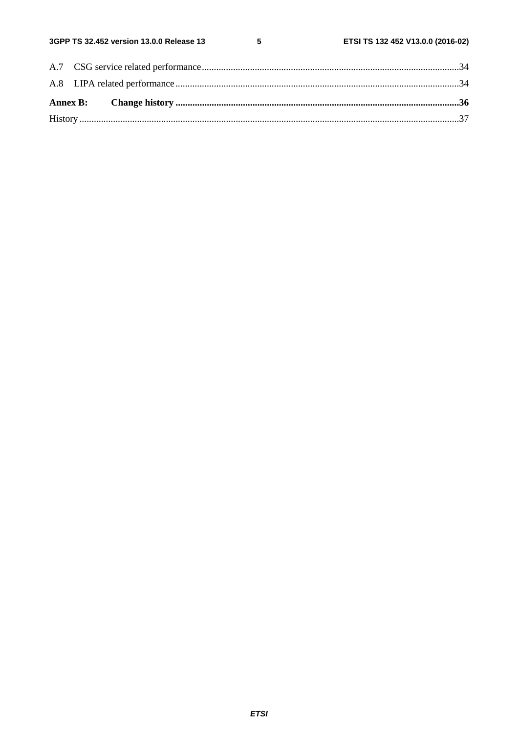A.7 CSG service related performance ......................................................................................................34

A.8 LIPA related performance ...............................................................................................................34

**Annex B: Change history ..................................................................................................................36**

History ..................................................................................................................................................37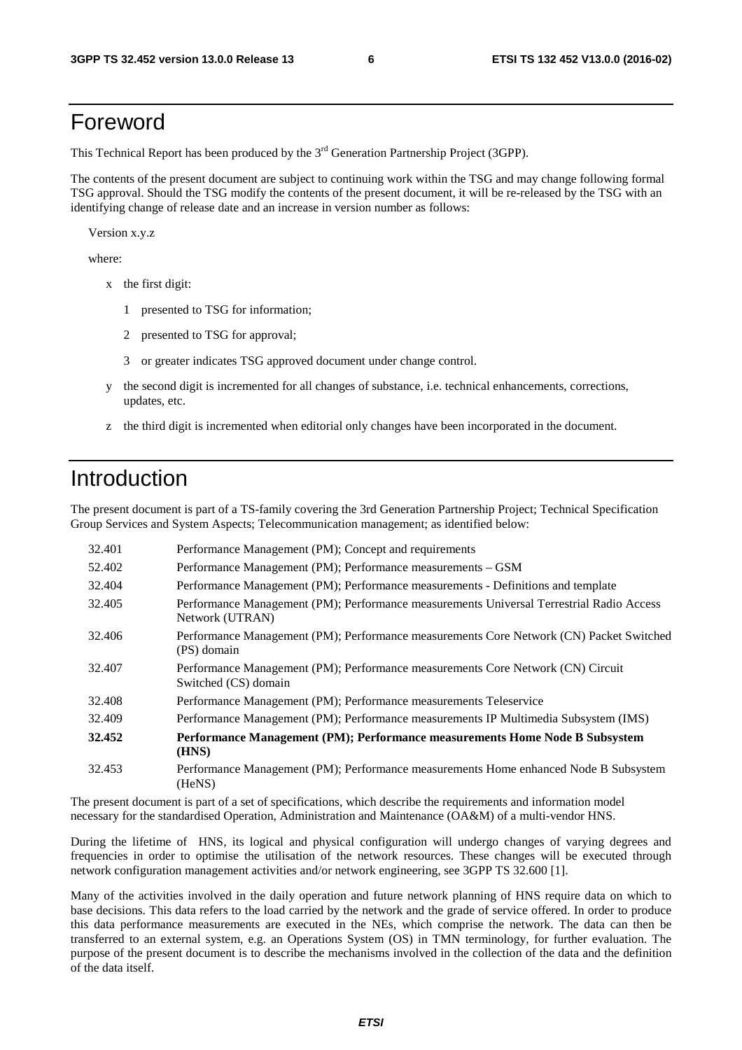# Foreword

This Technical Report has been produced by the 3rd Generation Partnership Project (3GPP).

The contents of the present document are subject to continuing work within the TSG and may change following formal TSG approval. Should the TSG modify the contents of the present document, it will be re-released by the TSG with an identifying change of release date and an increase in version number as follows:

Version x.y.z

where:

- x the first digit:
  - 1 presented to TSG for information;
  - 2 presented to TSG for approval;
  - 3 or greater indicates TSG approved document under change control.
- y the second digit is incremented for all changes of substance, i.e. technical enhancements, corrections, updates, etc.
- z the third digit is incremented when editorial only changes have been incorporated in the document.

# Introduction

The present document is part of a TS-family covering the 3rd Generation Partnership Project; Technical Specification Group Services and System Aspects; Telecommunication management; as identified below:

| | |
|---|---|
| 32.401 | Performance Management (PM); Concept and requirements |
| 52.402 | Performance Management (PM); Performance measurements – GSM |
| 32.404 | Performance Management (PM); Performance measurements - Definitions and template |
| 32.405 | Performance Management (PM); Performance measurements Universal Terrestrial Radio Access Network (UTRAN) |
| 32.406 | Performance Management (PM); Performance measurements Core Network (CN) Packet Switched (PS) domain |
| 32.407 | Performance Management (PM); Performance measurements Core Network (CN) Circuit Switched (CS) domain |
| 32.408 | Performance Management (PM); Performance measurements Teleservice |
| 32.409 | Performance Management (PM); Performance measurements IP Multimedia Subsystem (IMS) |
| **32.452** | **Performance Management (PM); Performance measurements Home Node B Subsystem (HNS)** |
| 32.453 | Performance Management (PM); Performance measurements Home enhanced Node B Subsystem (HeNS) |

The present document is part of a set of specifications, which describe the requirements and information model necessary for the standardised Operation, Administration and Maintenance (OA&M) of a multi-vendor HNS.

During the lifetime of HNS, its logical and physical configuration will undergo changes of varying degrees and frequencies in order to optimise the utilisation of the network resources. These changes will be executed through network configuration management activities and/or network engineering, see 3GPP TS 32.600 [1].

Many of the activities involved in the daily operation and future network planning of HNS require data on which to base decisions. This data refers to the load carried by the network and the grade of service offered. In order to produce this data performance measurements are executed in the NEs, which comprise the network. The data can then be transferred to an external system, e.g. an Operations System (OS) in TMN terminology, for further evaluation. The purpose of the present document is to describe the mechanisms involved in the collection of the data and the definition of the data itself.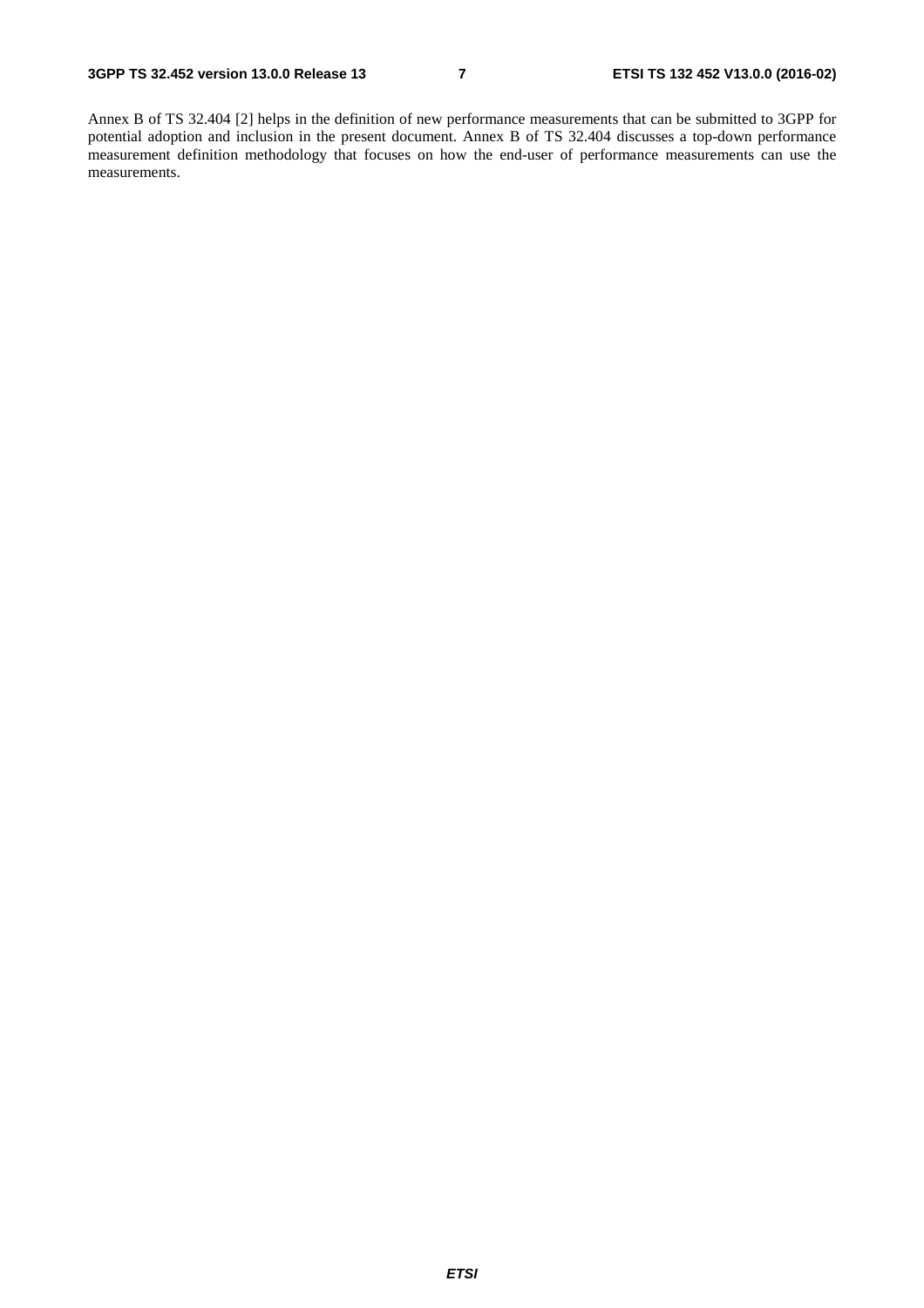Annex B of TS 32.404 [2] helps in the definition of new performance measurements that can be submitted to 3GPP for potential adoption and inclusion in the present document. Annex B of TS 32.404 discusses a top-down performance measurement definition methodology that focuses on how the end-user of performance measurements can use the measurements.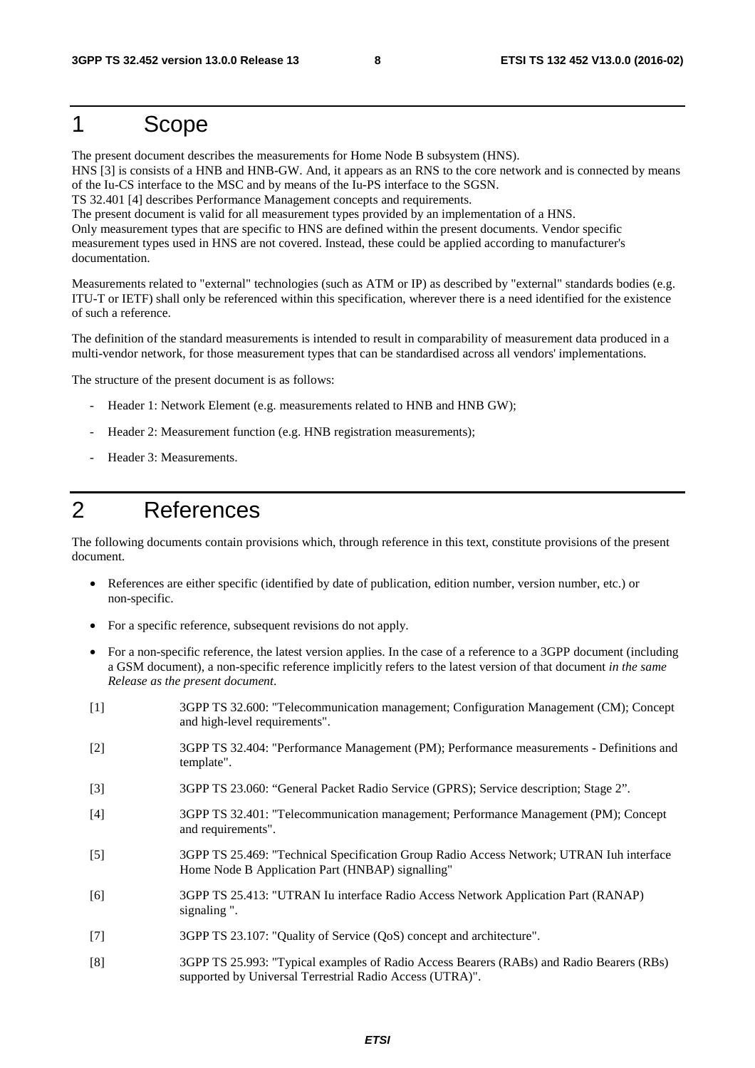# 1 Scope

The present document describes the measurements for Home Node B subsystem (HNS).
HNS [3] is consists of a HNB and HNB-GW. And, it appears as an RNS to the core network and is connected by means of the Iu-CS interface to the MSC and by means of the Iu-PS interface to the SGSN.
TS 32.401 [4] describes Performance Management concepts and requirements.
The present document is valid for all measurement types provided by an implementation of a HNS.
Only measurement types that are specific to HNS are defined within the present documents. Vendor specific measurement types used in HNS are not covered. Instead, these could be applied according to manufacturer's documentation.

Measurements related to "external" technologies (such as ATM or IP) as described by "external" standards bodies (e.g. ITU-T or IETF) shall only be referenced within this specification, wherever there is a need identified for the existence of such a reference.

The definition of the standard measurements is intended to result in comparability of measurement data produced in a multi-vendor network, for those measurement types that can be standardised across all vendors' implementations.

The structure of the present document is as follows:

- Header 1: Network Element (e.g. measurements related to HNB and HNB GW);
- Header 2: Measurement function (e.g. HNB registration measurements);
- Header 3: Measurements.

# 2 References

The following documents contain provisions which, through reference in this text, constitute provisions of the present document.

- References are either specific (identified by date of publication, edition number, version number, etc.) or non-specific.
- For a specific reference, subsequent revisions do not apply.
- For a non-specific reference, the latest version applies. In the case of a reference to a 3GPP document (including a GSM document), a non-specific reference implicitly refers to the latest version of that document *in the same Release as the present document*.

[1] 3GPP TS 32.600: "Telecommunication management; Configuration Management (CM); Concept and high-level requirements".

[2] 3GPP TS 32.404: "Performance Management (PM); Performance measurements - Definitions and template".

[3] 3GPP TS 23.060: "General Packet Radio Service (GPRS); Service description; Stage 2".

[4] 3GPP TS 32.401: "Telecommunication management; Performance Management (PM); Concept and requirements".

[5] 3GPP TS 25.469: "Technical Specification Group Radio Access Network; UTRAN Iuh interface Home Node B Application Part (HNBAP) signalling"

[6] 3GPP TS 25.413: "UTRAN Iu interface Radio Access Network Application Part (RANAP) signaling ".

[7] 3GPP TS 23.107: "Quality of Service (QoS) concept and architecture".

[8] 3GPP TS 25.993: "Typical examples of Radio Access Bearers (RABs) and Radio Bearers (RBs) supported by Universal Terrestrial Radio Access (UTRA)".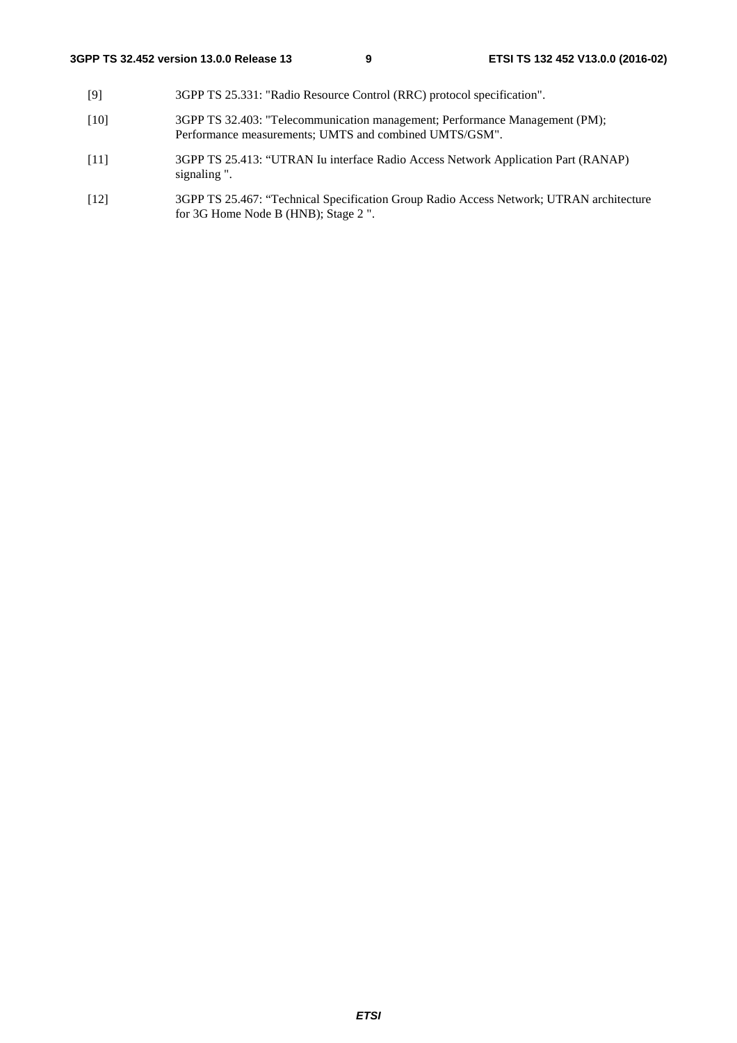[9] 3GPP TS 25.331: "Radio Resource Control (RRC) protocol specification".

[10] 3GPP TS 32.403: "Telecommunication management; Performance Management (PM); Performance measurements; UMTS and combined UMTS/GSM".

[11] 3GPP TS 25.413: "UTRAN Iu interface Radio Access Network Application Part (RANAP) signaling ".

[12] 3GPP TS 25.467: "Technical Specification Group Radio Access Network; UTRAN architecture for 3G Home Node B (HNB); Stage 2 ".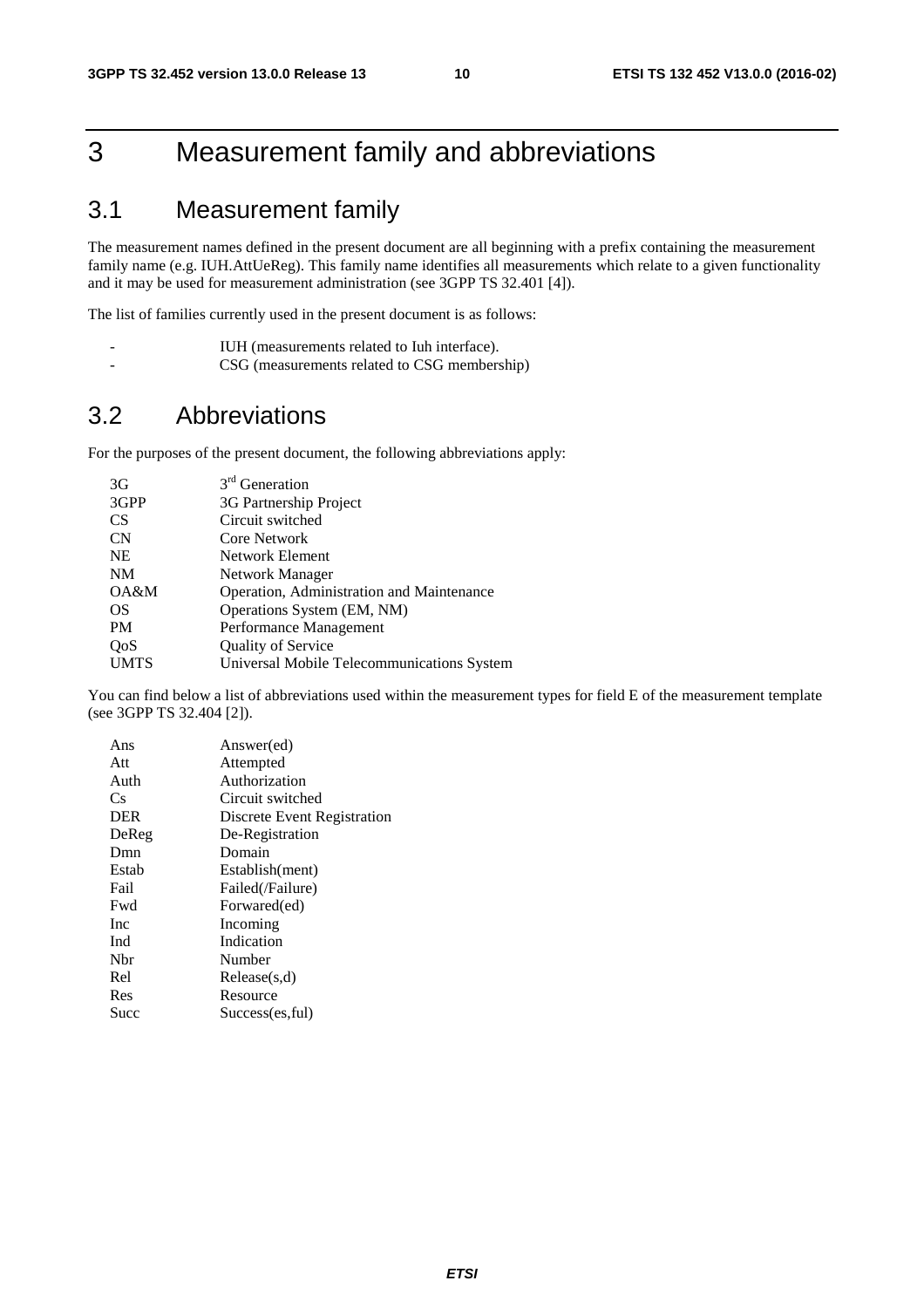# 3 Measurement family and abbreviations

## 3.1 Measurement family

The measurement names defined in the present document are all beginning with a prefix containing the measurement family name (e.g. IUH.AttUeReg). This family name identifies all measurements which relate to a given functionality and it may be used for measurement administration (see 3GPP TS 32.401 [4]).

The list of families currently used in the present document is as follows:

- IUH (measurements related to Iuh interface).
- CSG (measurements related to CSG membership)

## 3.2 Abbreviations

For the purposes of the present document, the following abbreviations apply:

| | |
|---|---|
| 3G | 3rd Generation |
| 3GPP | 3G Partnership Project |
| CS | Circuit switched |
| CN | Core Network |
| NE | Network Element |
| NM | Network Manager |
| OA&M | Operation, Administration and Maintenance |
| OS | Operations System (EM, NM) |
| PM | Performance Management |
| QoS | Quality of Service |
| UMTS | Universal Mobile Telecommunications System |

You can find below a list of abbreviations used within the measurement types for field E of the measurement template (see 3GPP TS 32.404 [2]).

| | |
|---|---|
| Ans | Answer(ed) |
| Att | Attempted |
| Auth | Authorization |
| Cs | Circuit switched |
| DER | Discrete Event Registration |
| DeReg | De-Registration |
| Dmn | Domain |
| Estab | Establish(ment) |
| Fail | Failed(/Failure) |
| Fwd | Forwared(ed) |
| Inc | Incoming |
| Ind | Indication |
| Nbr | Number |
| Rel | Release(s,d) |
| Res | Resource |
| Succ | Success(es,ful) |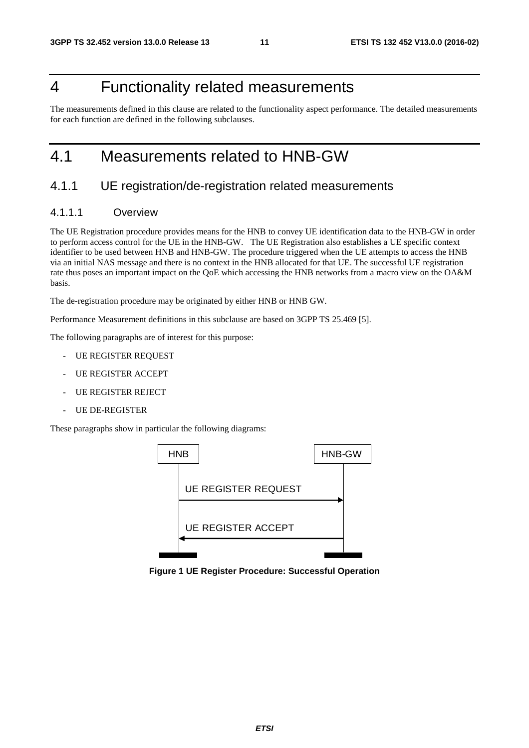# 4 Functionality related measurements

The measurements defined in this clause are related to the functionality aspect performance. The detailed measurements for each function are defined in the following subclauses.

# 4.1 Measurements related to HNB-GW

## 4.1.1 UE registration/de-registration related measurements

### 4.1.1.1 Overview

The UE Registration procedure provides means for the HNB to convey UE identification data to the HNB-GW in order to perform access control for the UE in the HNB-GW. The UE Registration also establishes a UE specific context identifier to be used between HNB and HNB-GW. The procedure triggered when the UE attempts to access the HNB via an initial NAS message and there is no context in the HNB allocated for that UE. The successful UE registration rate thus poses an important impact on the QoE which accessing the HNB networks from a macro view on the OA&M basis.

The de-registration procedure may be originated by either HNB or HNB GW.

Performance Measurement definitions in this subclause are based on 3GPP TS 25.469 [5].

The following paragraphs are of interest for this purpose:

- UE REGISTER REQUEST
- UE REGISTER ACCEPT
- UE REGISTER REJECT
- UE DE-REGISTER

These paragraphs show in particular the following diagrams:

HNB

HNB-GW

UE REGISTER REQUEST

UE REGISTER ACCEPT

**Figure 1 UE Register Procedure: Successful Operation**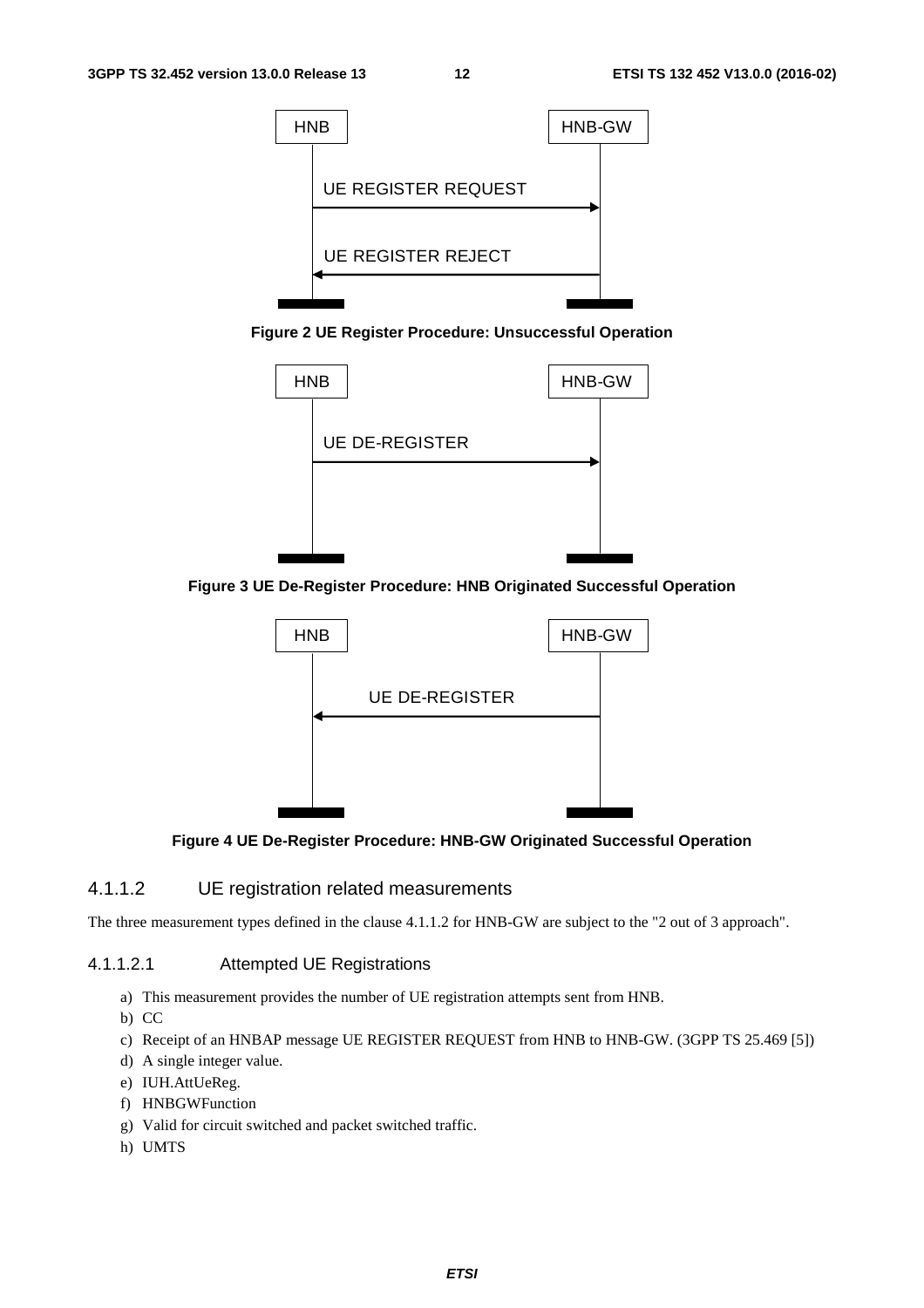HNB

HNB-GW

UE REGISTER REQUEST

UE REGISTER REJECT

**Figure 2 UE Register Procedure: Unsuccessful Operation**

HNB

HNB-GW

UE DE-REGISTER

**Figure 3 UE De-Register Procedure: HNB Originated Successful Operation**

HNB

HNB-GW

UE DE-REGISTER

**Figure 4 UE De-Register Procedure: HNB-GW Originated Successful Operation**

### 4.1.1.2 UE registration related measurements

The three measurement types defined in the clause 4.1.1.2 for HNB-GW are subject to the "2 out of 3 approach".

#### 4.1.1.2.1 Attempted UE Registrations

a) This measurement provides the number of UE registration attempts sent from HNB.
b) CC
c) Receipt of an HNBAP message UE REGISTER REQUEST from HNB to HNB-GW. (3GPP TS 25.469 [5])
d) A single integer value.
e) IUH.AttUeReg.
f) HNBGWFunction
g) Valid for circuit switched and packet switched traffic.
h) UMTS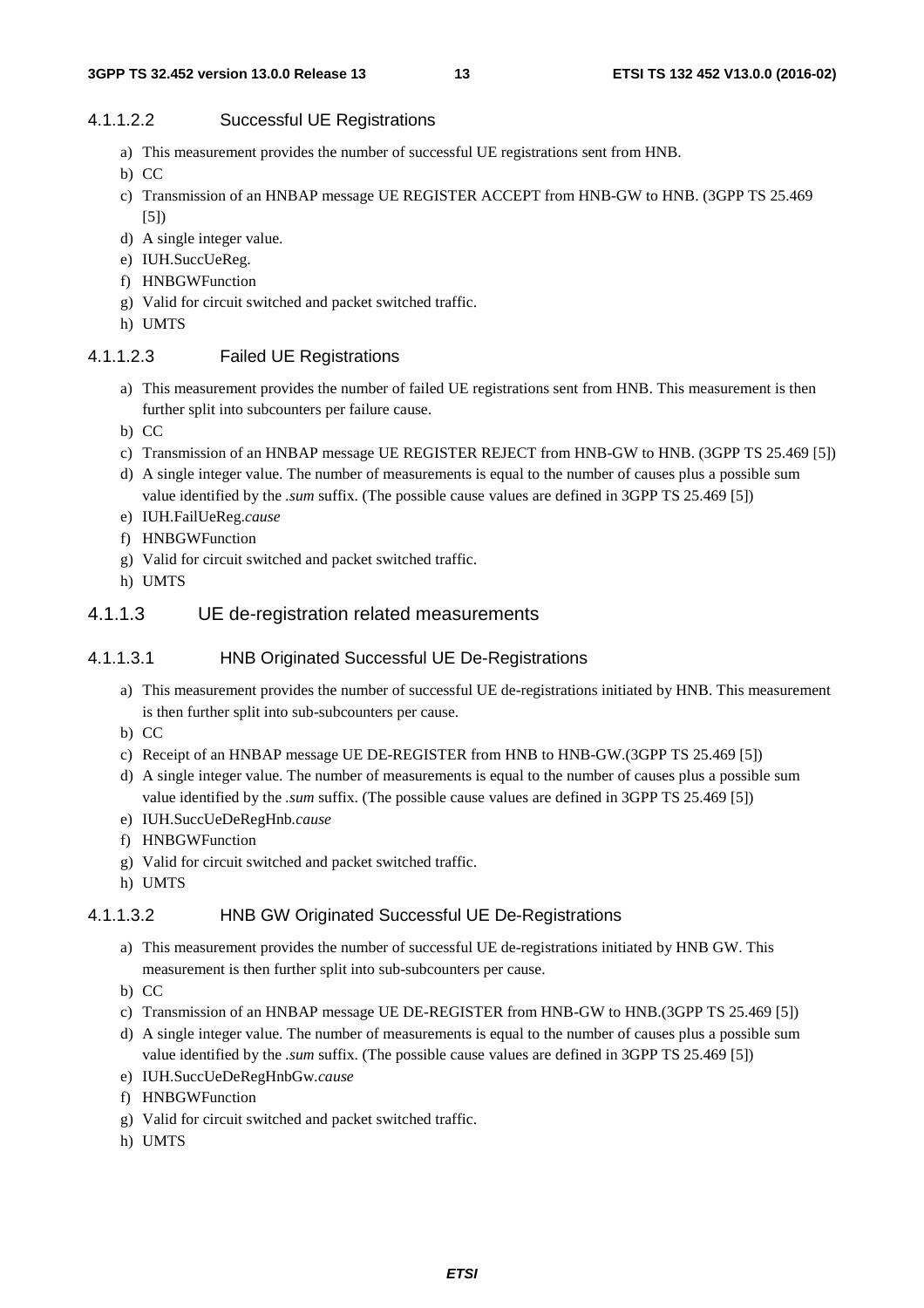#### 4.1.1.2.2 Successful UE Registrations

a) This measurement provides the number of successful UE registrations sent from HNB.
b) CC
c) Transmission of an HNBAP message UE REGISTER ACCEPT from HNB-GW to HNB. (3GPP TS 25.469 [5])
d) A single integer value.
e) IUH.SuccUeReg.
f) HNBGWFunction
g) Valid for circuit switched and packet switched traffic.
h) UMTS

#### 4.1.1.2.3 Failed UE Registrations

a) This measurement provides the number of failed UE registrations sent from HNB. This measurement is then further split into subcounters per failure cause.
b) CC
c) Transmission of an HNBAP message UE REGISTER REJECT from HNB-GW to HNB. (3GPP TS 25.469 [5])
d) A single integer value. The number of measurements is equal to the number of causes plus a possible sum value identified by the *.sum* suffix. (The possible cause values are defined in 3GPP TS 25.469 [5])
e) IUH.FailUeReg.*cause*
f) HNBGWFunction
g) Valid for circuit switched and packet switched traffic.
h) UMTS

### 4.1.1.3 UE de-registration related measurements

#### 4.1.1.3.1 HNB Originated Successful UE De-Registrations

a) This measurement provides the number of successful UE de-registrations initiated by HNB. This measurement is then further split into sub-subcounters per cause.
b) CC
c) Receipt of an HNBAP message UE DE-REGISTER from HNB to HNB-GW.(3GPP TS 25.469 [5])
d) A single integer value. The number of measurements is equal to the number of causes plus a possible sum value identified by the *.sum* suffix. (The possible cause values are defined in 3GPP TS 25.469 [5])
e) IUH.SuccUeDeRegHnb.*cause*
f) HNBGWFunction
g) Valid for circuit switched and packet switched traffic.
h) UMTS

#### 4.1.1.3.2 HNB GW Originated Successful UE De-Registrations

a) This measurement provides the number of successful UE de-registrations initiated by HNB GW. This measurement is then further split into sub-subcounters per cause.
b) CC
c) Transmission of an HNBAP message UE DE-REGISTER from HNB-GW to HNB.(3GPP TS 25.469 [5])
d) A single integer value. The number of measurements is equal to the number of causes plus a possible sum value identified by the *.sum* suffix. (The possible cause values are defined in 3GPP TS 25.469 [5])
e) IUH.SuccUeDeRegHnbGw.*cause*
f) HNBGWFunction
g) Valid for circuit switched and packet switched traffic.
h) UMTS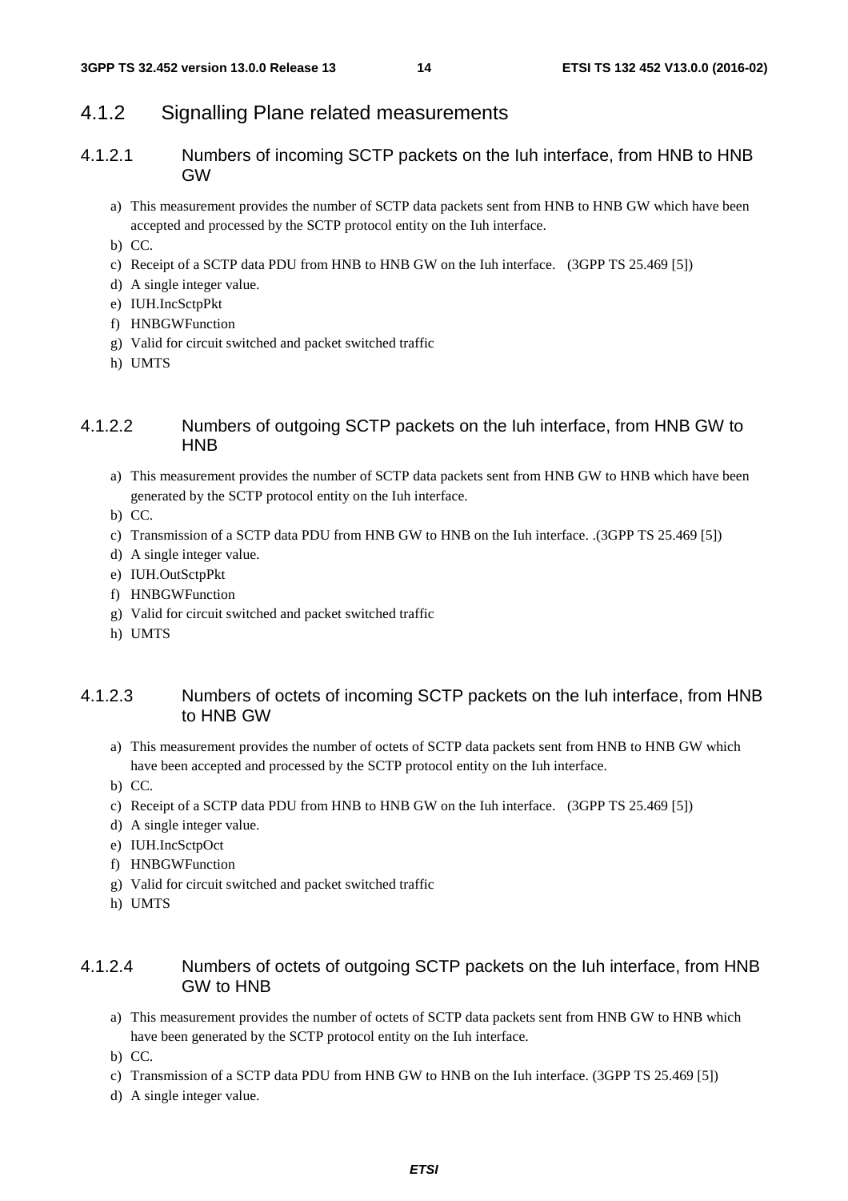### 4.1.2 Signalling Plane related measurements

#### 4.1.2.1 Numbers of incoming SCTP packets on the Iuh interface, from HNB to HNB GW

a) This measurement provides the number of SCTP data packets sent from HNB to HNB GW which have been accepted and processed by the SCTP protocol entity on the Iuh interface.

b) CC.

c) Receipt of a SCTP data PDU from HNB to HNB GW on the Iuh interface. (3GPP TS 25.469 [5])

d) A single integer value.

e) IUH.IncSctpPkt

f) HNBGWFunction

g) Valid for circuit switched and packet switched traffic

h) UMTS

#### 4.1.2.2 Numbers of outgoing SCTP packets on the Iuh interface, from HNB GW to HNB

a) This measurement provides the number of SCTP data packets sent from HNB GW to HNB which have been generated by the SCTP protocol entity on the Iuh interface.

b) CC.

c) Transmission of a SCTP data PDU from HNB GW to HNB on the Iuh interface. .(3GPP TS 25.469 [5])

d) A single integer value.

e) IUH.OutSctpPkt

f) HNBGWFunction

g) Valid for circuit switched and packet switched traffic

h) UMTS

#### 4.1.2.3 Numbers of octets of incoming SCTP packets on the Iuh interface, from HNB to HNB GW

a) This measurement provides the number of octets of SCTP data packets sent from HNB to HNB GW which have been accepted and processed by the SCTP protocol entity on the Iuh interface.

b) CC.

c) Receipt of a SCTP data PDU from HNB to HNB GW on the Iuh interface. (3GPP TS 25.469 [5])

d) A single integer value.

e) IUH.IncSctpOct

f) HNBGWFunction

g) Valid for circuit switched and packet switched traffic

h) UMTS

#### 4.1.2.4 Numbers of octets of outgoing SCTP packets on the Iuh interface, from HNB GW to HNB

a) This measurement provides the number of octets of SCTP data packets sent from HNB GW to HNB which have been generated by the SCTP protocol entity on the Iuh interface.

b) CC.

c) Transmission of a SCTP data PDU from HNB GW to HNB on the Iuh interface. (3GPP TS 25.469 [5])

d) A single integer value.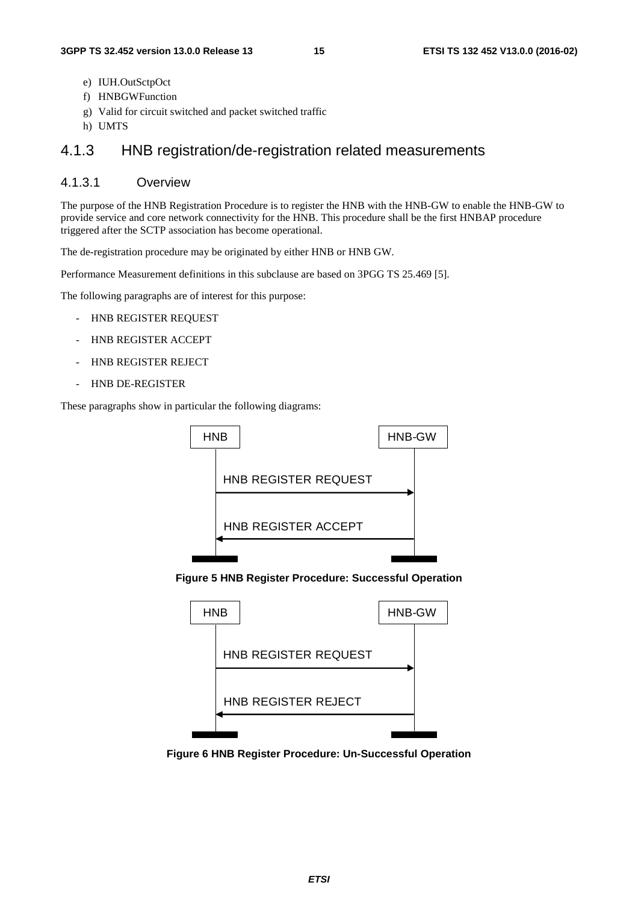e) IUH.OutSctpOct
f) HNBGWFunction
g) Valid for circuit switched and packet switched traffic
h) UMTS

## 4.1.3 HNB registration/de-registration related measurements

### 4.1.3.1 Overview

The purpose of the HNB Registration Procedure is to register the HNB with the HNB-GW to enable the HNB-GW to provide service and core network connectivity for the HNB. This procedure shall be the first HNBAP procedure triggered after the SCTP association has become operational.

The de-registration procedure may be originated by either HNB or HNB GW.

Performance Measurement definitions in this subclause are based on 3PGG TS 25.469 [5].

The following paragraphs are of interest for this purpose:

- HNB REGISTER REQUEST
- HNB REGISTER ACCEPT
- HNB REGISTER REJECT
- HNB DE-REGISTER

These paragraphs show in particular the following diagrams:

HNB
HNB-GW
HNB REGISTER REQUEST
HNB REGISTER ACCEPT

**Figure 5 HNB Register Procedure: Successful Operation**

HNB
HNB-GW
HNB REGISTER REQUEST
HNB REGISTER REJECT

**Figure 6 HNB Register Procedure: Un-Successful Operation**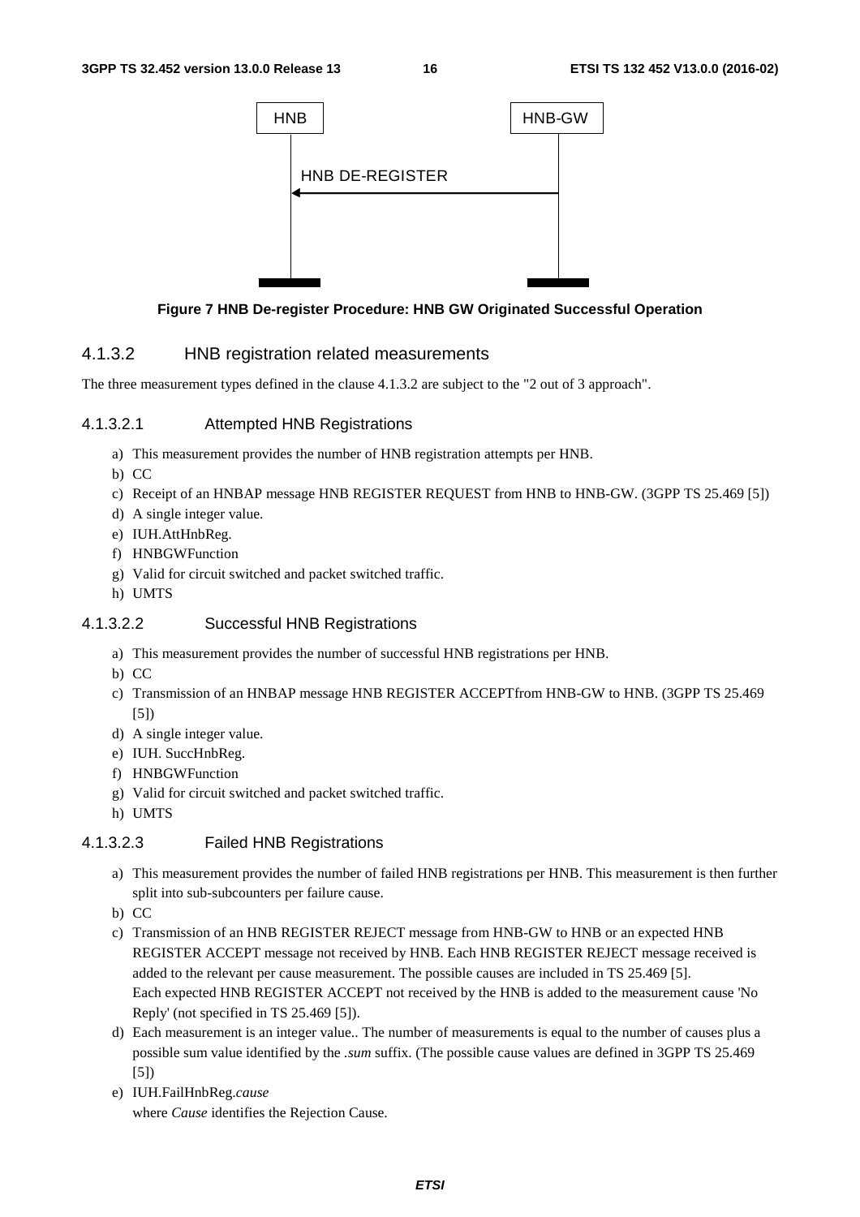HNB

HNB-GW

HNB DE-REGISTER

**Figure 7 HNB De-register Procedure: HNB GW Originated Successful Operation**

### 4.1.3.2 HNB registration related measurements

The three measurement types defined in the clause 4.1.3.2 are subject to the "2 out of 3 approach".

#### 4.1.3.2.1 Attempted HNB Registrations

a) This measurement provides the number of HNB registration attempts per HNB.
b) CC
c) Receipt of an HNBAP message HNB REGISTER REQUEST from HNB to HNB-GW. (3GPP TS 25.469 [5])
d) A single integer value.
e) IUH.AttHnbReg.
f) HNBGWFunction
g) Valid for circuit switched and packet switched traffic.
h) UMTS

#### 4.1.3.2.2 Successful HNB Registrations

a) This measurement provides the number of successful HNB registrations per HNB.
b) CC
c) Transmission of an HNBAP message HNB REGISTER ACCEPTfrom HNB-GW to HNB. (3GPP TS 25.469 [5])
d) A single integer value.
e) IUH. SuccHnbReg.
f) HNBGWFunction
g) Valid for circuit switched and packet switched traffic.
h) UMTS

#### 4.1.3.2.3 Failed HNB Registrations

a) This measurement provides the number of failed HNB registrations per HNB. This measurement is then further split into sub-subcounters per failure cause.
b) CC
c) Transmission of an HNB REGISTER REJECT message from HNB-GW to HNB or an expected HNB REGISTER ACCEPT message not received by HNB. Each HNB REGISTER REJECT message received is added to the relevant per cause measurement. The possible causes are included in TS 25.469 [5].
   Each expected HNB REGISTER ACCEPT not received by the HNB is added to the measurement cause 'No Reply' (not specified in TS 25.469 [5]).
d) Each measurement is an integer value.. The number of measurements is equal to the number of causes plus a possible sum value identified by the *.sum* suffix. (The possible cause values are defined in 3GPP TS 25.469 [5])
e) IUH.FailHnbReg.*cause*
   where *Cause* identifies the Rejection Cause.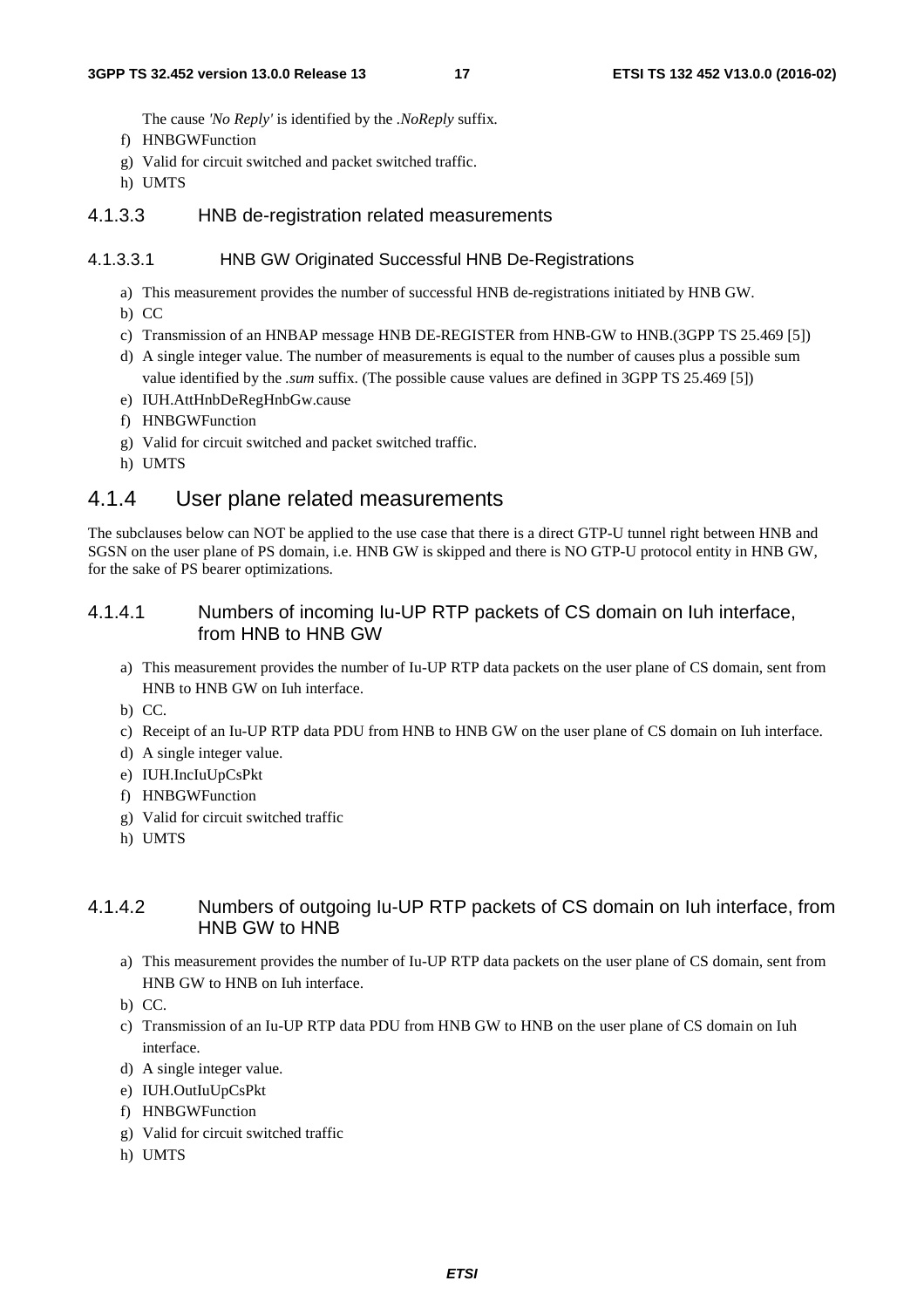The cause *'No Reply'* is identified by the *.NoReply* suffix.

f) HNBGWFunction
g) Valid for circuit switched and packet switched traffic.
h) UMTS

#### 4.1.3.3 HNB de-registration related measurements

##### 4.1.3.3.1 HNB GW Originated Successful HNB De-Registrations

a) This measurement provides the number of successful HNB de-registrations initiated by HNB GW.
b) CC
c) Transmission of an HNBAP message HNB DE-REGISTER from HNB-GW to HNB.(3GPP TS 25.469 [5])
d) A single integer value. The number of measurements is equal to the number of causes plus a possible sum value identified by the *.sum* suffix. (The possible cause values are defined in 3GPP TS 25.469 [5])
e) IUH.AttHnbDeRegHnbGw.cause
f) HNBGWFunction
g) Valid for circuit switched and packet switched traffic.
h) UMTS

### 4.1.4 User plane related measurements

The subclauses below can NOT be applied to the use case that there is a direct GTP-U tunnel right between HNB and SGSN on the user plane of PS domain, i.e. HNB GW is skipped and there is NO GTP-U protocol entity in HNB GW, for the sake of PS bearer optimizations.

#### 4.1.4.1 Numbers of incoming Iu-UP RTP packets of CS domain on Iuh interface, from HNB to HNB GW

a) This measurement provides the number of Iu-UP RTP data packets on the user plane of CS domain, sent from HNB to HNB GW on Iuh interface.
b) CC.
c) Receipt of an Iu-UP RTP data PDU from HNB to HNB GW on the user plane of CS domain on Iuh interface.
d) A single integer value.
e) IUH.IncIuUpCsPkt
f) HNBGWFunction
g) Valid for circuit switched traffic
h) UMTS

#### 4.1.4.2 Numbers of outgoing Iu-UP RTP packets of CS domain on Iuh interface, from HNB GW to HNB

a) This measurement provides the number of Iu-UP RTP data packets on the user plane of CS domain, sent from HNB GW to HNB on Iuh interface.
b) CC.
c) Transmission of an Iu-UP RTP data PDU from HNB GW to HNB on the user plane of CS domain on Iuh interface.
d) A single integer value.
e) IUH.OutIuUpCsPkt
f) HNBGWFunction
g) Valid for circuit switched traffic
h) UMTS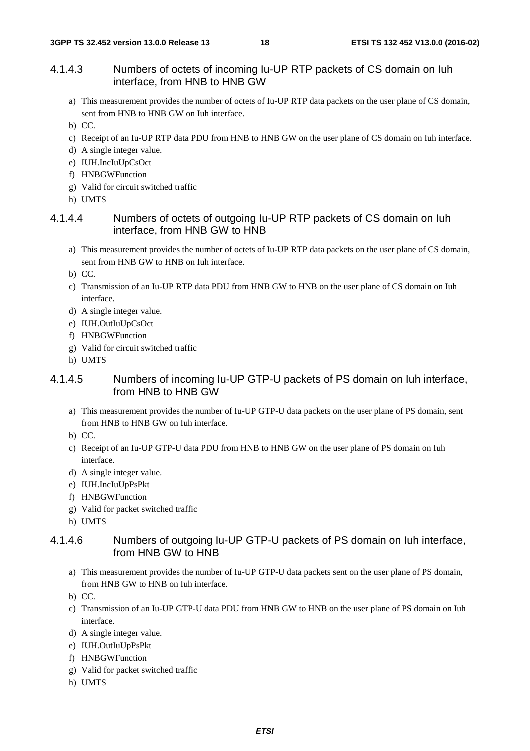#### 4.1.4.3 Numbers of octets of incoming Iu-UP RTP packets of CS domain on Iuh interface, from HNB to HNB GW

a) This measurement provides the number of octets of Iu-UP RTP data packets on the user plane of CS domain, sent from HNB to HNB GW on Iuh interface.
b) CC.
c) Receipt of an Iu-UP RTP data PDU from HNB to HNB GW on the user plane of CS domain on Iuh interface.
d) A single integer value.
e) IUH.IncIuUpCsOct
f) HNBGWFunction
g) Valid for circuit switched traffic
h) UMTS

#### 4.1.4.4 Numbers of octets of outgoing Iu-UP RTP packets of CS domain on Iuh interface, from HNB GW to HNB

a) This measurement provides the number of octets of Iu-UP RTP data packets on the user plane of CS domain, sent from HNB GW to HNB on Iuh interface.
b) CC.
c) Transmission of an Iu-UP RTP data PDU from HNB GW to HNB on the user plane of CS domain on Iuh interface.
d) A single integer value.
e) IUH.OutIuUpCsOct
f) HNBGWFunction
g) Valid for circuit switched traffic
h) UMTS

#### 4.1.4.5 Numbers of incoming Iu-UP GTP-U packets of PS domain on Iuh interface, from HNB to HNB GW

a) This measurement provides the number of Iu-UP GTP-U data packets on the user plane of PS domain, sent from HNB to HNB GW on Iuh interface.
b) CC.
c) Receipt of an Iu-UP GTP-U data PDU from HNB to HNB GW on the user plane of PS domain on Iuh interface.
d) A single integer value.
e) IUH.IncIuUpPsPkt
f) HNBGWFunction
g) Valid for packet switched traffic
h) UMTS

#### 4.1.4.6 Numbers of outgoing Iu-UP GTP-U packets of PS domain on Iuh interface, from HNB GW to HNB

a) This measurement provides the number of Iu-UP GTP-U data packets sent on the user plane of PS domain, from HNB GW to HNB on Iuh interface.
b) CC.
c) Transmission of an Iu-UP GTP-U data PDU from HNB GW to HNB on the user plane of PS domain on Iuh interface.
d) A single integer value.
e) IUH.OutIuUpPsPkt
f) HNBGWFunction
g) Valid for packet switched traffic
h) UMTS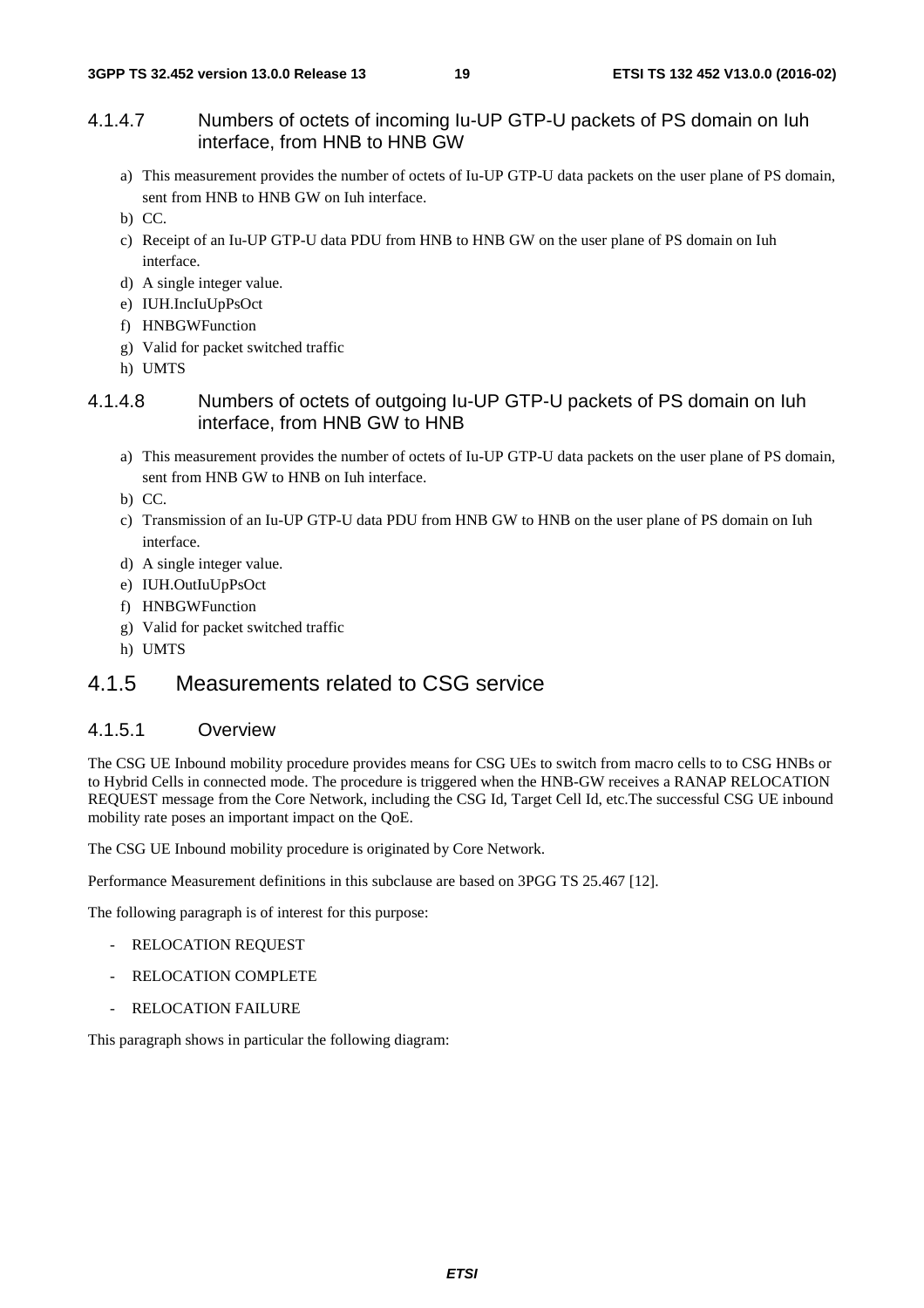#### 4.1.4.7 Numbers of octets of incoming Iu-UP GTP-U packets of PS domain on Iuh interface, from HNB to HNB GW

a) This measurement provides the number of octets of Iu-UP GTP-U data packets on the user plane of PS domain, sent from HNB to HNB GW on Iuh interface.
b) CC.
c) Receipt of an Iu-UP GTP-U data PDU from HNB to HNB GW on the user plane of PS domain on Iuh interface.
d) A single integer value.
e) IUH.IncIuUpPsOct
f) HNBGWFunction
g) Valid for packet switched traffic
h) UMTS

#### 4.1.4.8 Numbers of octets of outgoing Iu-UP GTP-U packets of PS domain on Iuh interface, from HNB GW to HNB

a) This measurement provides the number of octets of Iu-UP GTP-U data packets on the user plane of PS domain, sent from HNB GW to HNB on Iuh interface.
b) CC.
c) Transmission of an Iu-UP GTP-U data PDU from HNB GW to HNB on the user plane of PS domain on Iuh interface.
d) A single integer value.
e) IUH.OutIuUpPsOct
f) HNBGWFunction
g) Valid for packet switched traffic
h) UMTS

### 4.1.5 Measurements related to CSG service

#### 4.1.5.1 Overview

The CSG UE Inbound mobility procedure provides means for CSG UEs to switch from macro cells to to CSG HNBs or to Hybrid Cells in connected mode. The procedure is triggered when the HNB-GW receives a RANAP RELOCATION REQUEST message from the Core Network, including the CSG Id, Target Cell Id, etc.The successful CSG UE inbound mobility rate poses an important impact on the QoE.

The CSG UE Inbound mobility procedure is originated by Core Network.

Performance Measurement definitions in this subclause are based on 3PGG TS 25.467 [12].

The following paragraph is of interest for this purpose:

- RELOCATION REQUEST
- RELOCATION COMPLETE
- RELOCATION FAILURE

This paragraph shows in particular the following diagram: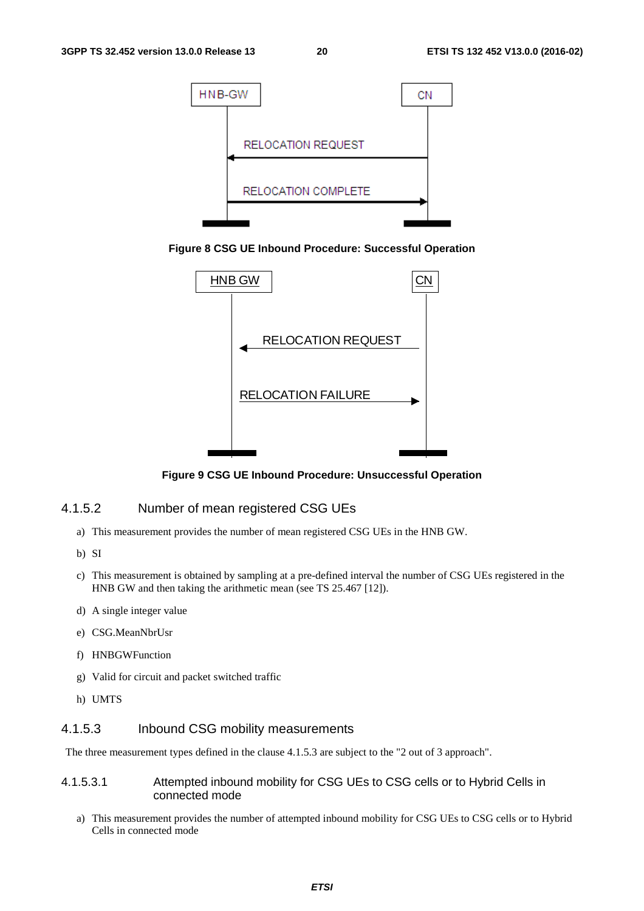HNB-GW

CN

RELOCATION REQUEST

RELOCATION COMPLETE

**Figure 8 CSG UE Inbound Procedure: Successful Operation**

HNB GW

CN

RELOCATION REQUEST

RELOCATION FAILURE

**Figure 9 CSG UE Inbound Procedure: Unsuccessful Operation**

#### 4.1.5.2 Number of mean registered CSG UEs

a) This measurement provides the number of mean registered CSG UEs in the HNB GW.

b) SI

c) This measurement is obtained by sampling at a pre-defined interval the number of CSG UEs registered in the HNB GW and then taking the arithmetic mean (see TS 25.467 [12]).

d) A single integer value

e) CSG.MeanNbrUsr

f) HNBGWFunction

g) Valid for circuit and packet switched traffic

h) UMTS

#### 4.1.5.3 Inbound CSG mobility measurements

The three measurement types defined in the clause 4.1.5.3 are subject to the "2 out of 3 approach".

##### 4.1.5.3.1 Attempted inbound mobility for CSG UEs to CSG cells or to Hybrid Cells in connected mode

a) This measurement provides the number of attempted inbound mobility for CSG UEs to CSG cells or to Hybrid Cells in connected mode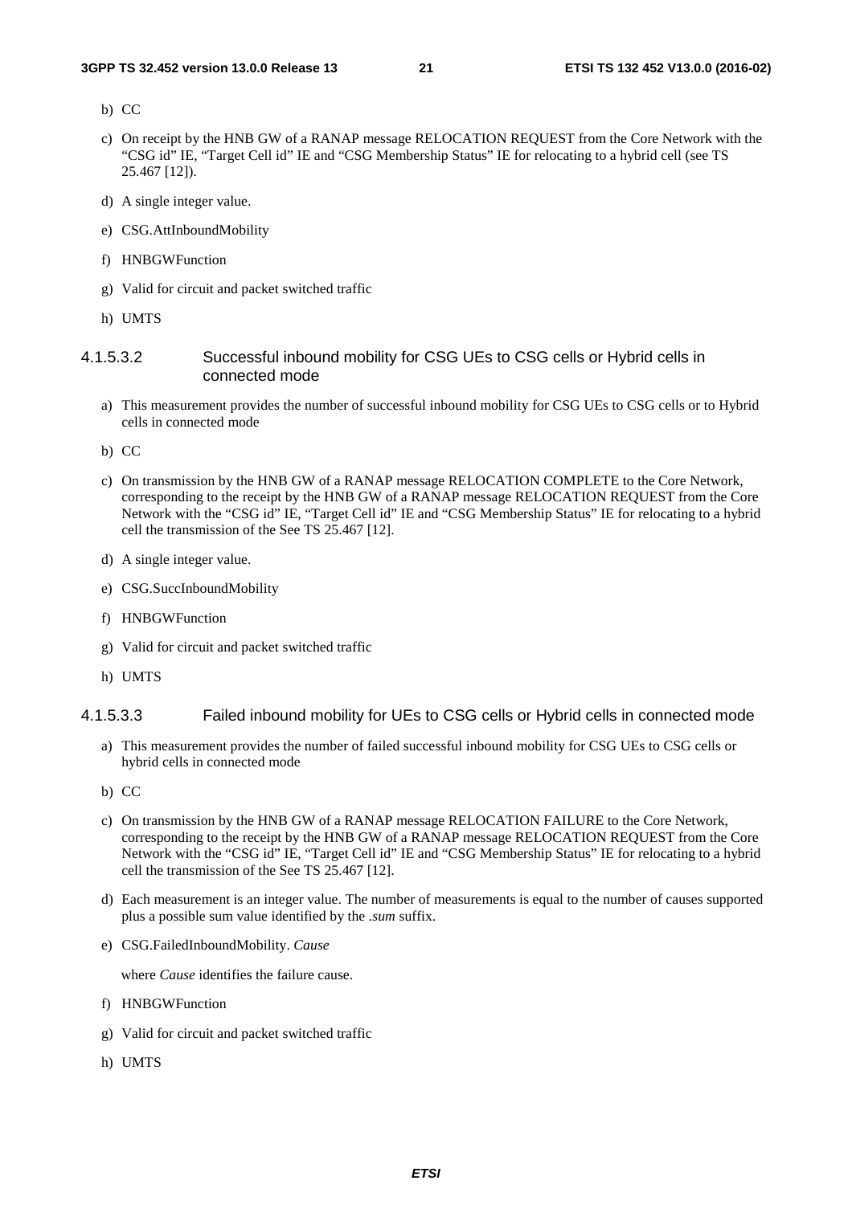b) CC

c) On receipt by the HNB GW of a RANAP message RELOCATION REQUEST from the Core Network with the "CSG id" IE, "Target Cell id" IE and "CSG Membership Status" IE for relocating to a hybrid cell (see TS 25.467 [12]).

d) A single integer value.

e) CSG.AttInboundMobility

f) HNBGWFunction

g) Valid for circuit and packet switched traffic

h) UMTS

#### 4.1.5.3.2 Successful inbound mobility for CSG UEs to CSG cells or Hybrid cells in connected mode

a) This measurement provides the number of successful inbound mobility for CSG UEs to CSG cells or to Hybrid cells in connected mode

b) CC

c) On transmission by the HNB GW of a RANAP message RELOCATION COMPLETE to the Core Network, corresponding to the receipt by the HNB GW of a RANAP message RELOCATION REQUEST from the Core Network with the "CSG id" IE, "Target Cell id" IE and "CSG Membership Status" IE for relocating to a hybrid cell the transmission of the See TS 25.467 [12].

d) A single integer value.

e) CSG.SuccInboundMobility

f) HNBGWFunction

g) Valid for circuit and packet switched traffic

h) UMTS

#### 4.1.5.3.3 Failed inbound mobility for UEs to CSG cells or Hybrid cells in connected mode

a) This measurement provides the number of failed successful inbound mobility for CSG UEs to CSG cells or hybrid cells in connected mode

b) CC

c) On transmission by the HNB GW of a RANAP message RELOCATION FAILURE to the Core Network, corresponding to the receipt by the HNB GW of a RANAP message RELOCATION REQUEST from the Core Network with the "CSG id" IE, "Target Cell id" IE and "CSG Membership Status" IE for relocating to a hybrid cell the transmission of the See TS 25.467 [12].

d) Each measurement is an integer value. The number of measurements is equal to the number of causes supported plus a possible sum value identified by the *.sum* suffix.

e) CSG.FailedInboundMobility. *Cause*

   where *Cause* identifies the failure cause.

f) HNBGWFunction

g) Valid for circuit and packet switched traffic

h) UMTS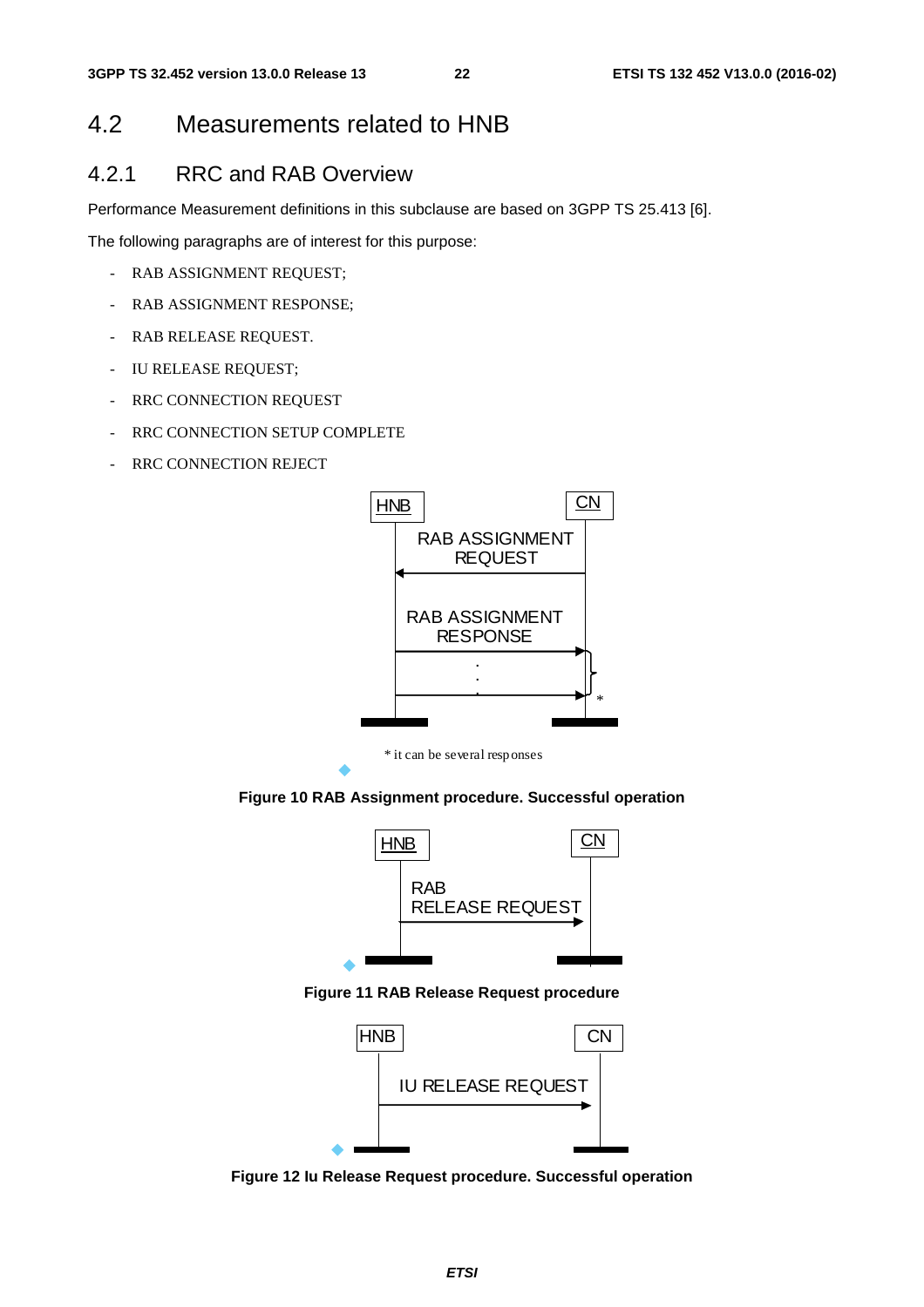## 4.2 Measurements related to HNB

### 4.2.1 RRC and RAB Overview

Performance Measurement definitions in this subclause are based on 3GPP TS 25.413 [6].

The following paragraphs are of interest for this purpose:

- RAB ASSIGNMENT REQUEST;
- RAB ASSIGNMENT RESPONSE;
- RAB RELEASE REQUEST.
- IU RELEASE REQUEST;
- RRC CONNECTION REQUEST
- RRC CONNECTION SETUP COMPLETE
- RRC CONNECTION REJECT

HNB

CN

RAB ASSIGNMENT REQUEST

RAB ASSIGNMENT RESPONSE

*

* it can be several responses

**Figure 10 RAB Assignment procedure. Successful operation**

HNB

CN

RAB RELEASE REQUEST

**Figure 11 RAB Release Request procedure**

HNB

CN

IU RELEASE REQUEST

**Figure 12 Iu Release Request procedure. Successful operation**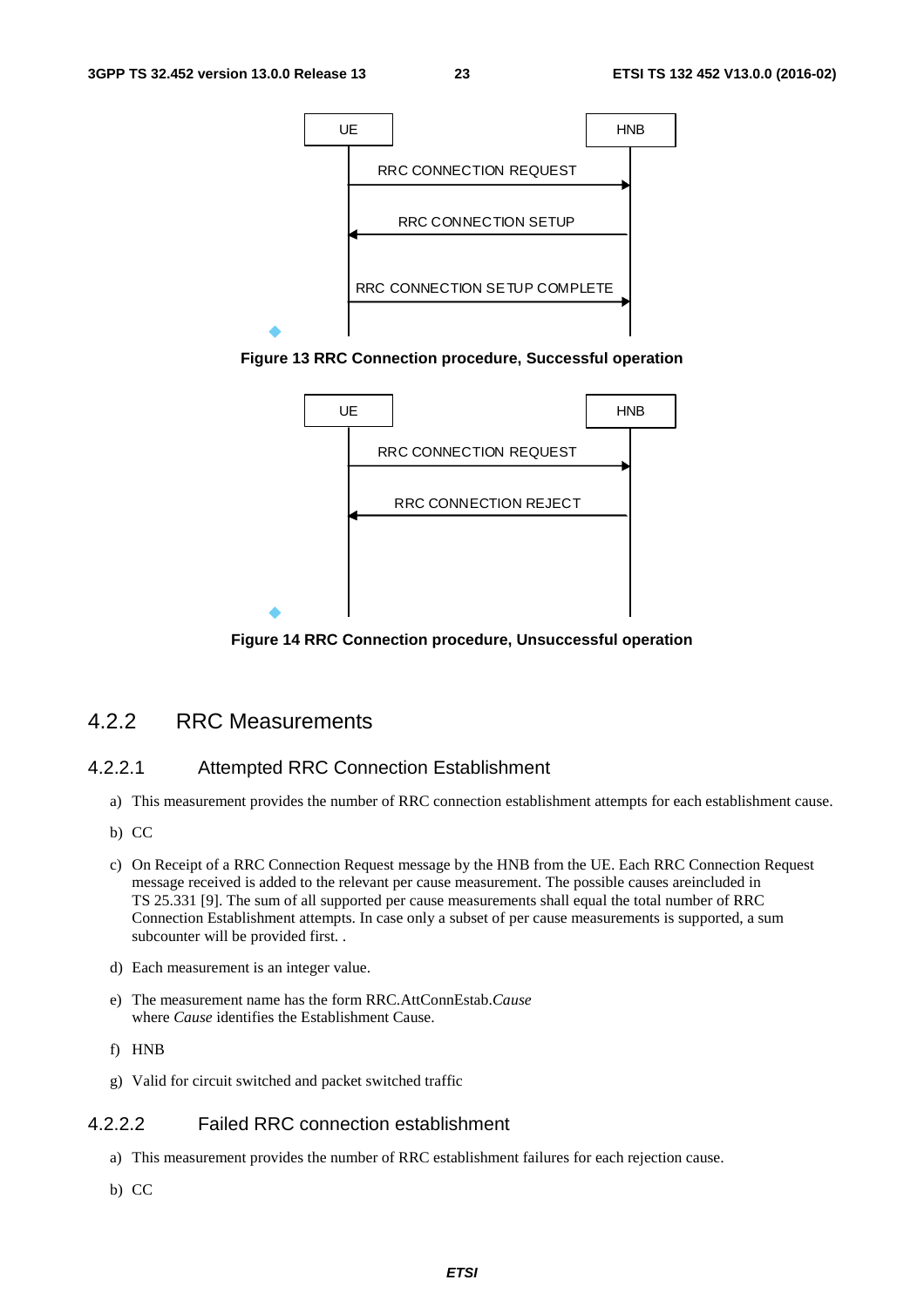UE

HNB

RRC CONNECTION REQUEST

RRC CONNECTION SETUP

RRC CONNECTION SETUP COMPLETE

**Figure 13 RRC Connection procedure, Successful operation**

UE

HNB

RRC CONNECTION REQUEST

RRC CONNECTION REJECT

**Figure 14 RRC Connection procedure, Unsuccessful operation**

## 4.2.2 RRC Measurements

### 4.2.2.1 Attempted RRC Connection Establishment

a) This measurement provides the number of RRC connection establishment attempts for each establishment cause.

b) CC

c) On Receipt of a RRC Connection Request message by the HNB from the UE. Each RRC Connection Request message received is added to the relevant per cause measurement. The possible causes areincluded in TS 25.331 [9]. The sum of all supported per cause measurements shall equal the total number of RRC Connection Establishment attempts. In case only a subset of per cause measurements is supported, a sum subcounter will be provided first. .

d) Each measurement is an integer value.

e) The measurement name has the form RRC.AttConnEstab.*Cause*
where *Cause* identifies the Establishment Cause.

f) HNB

g) Valid for circuit switched and packet switched traffic

### 4.2.2.2 Failed RRC connection establishment

a) This measurement provides the number of RRC establishment failures for each rejection cause.

b) CC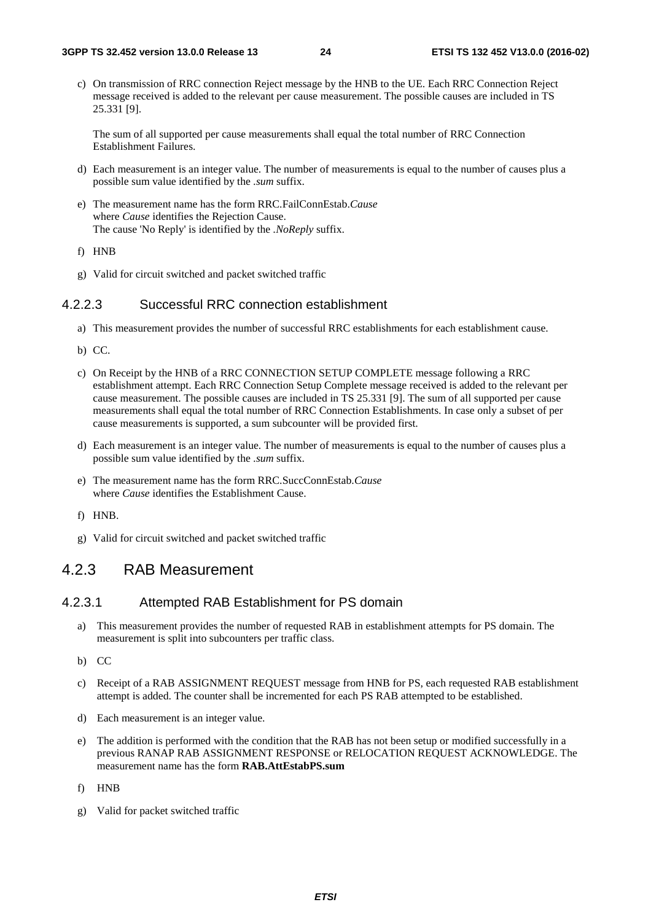c) On transmission of RRC connection Reject message by the HNB to the UE. Each RRC Connection Reject message received is added to the relevant per cause measurement. The possible causes are included in TS 25.331 [9].

   The sum of all supported per cause measurements shall equal the total number of RRC Connection Establishment Failures.

d) Each measurement is an integer value. The number of measurements is equal to the number of causes plus a possible sum value identified by the *.sum* suffix.

e) The measurement name has the form RRC.FailConnEstab.*Cause*
   where *Cause* identifies the Rejection Cause.
   The cause 'No Reply' is identified by the *.NoReply* suffix.

f) HNB

g) Valid for circuit switched and packet switched traffic

#### 4.2.2.3 Successful RRC connection establishment

a) This measurement provides the number of successful RRC establishments for each establishment cause.

b) CC.

c) On Receipt by the HNB of a RRC CONNECTION SETUP COMPLETE message following a RRC establishment attempt. Each RRC Connection Setup Complete message received is added to the relevant per cause measurement. The possible causes are included in TS 25.331 [9]. The sum of all supported per cause measurements shall equal the total number of RRC Connection Establishments. In case only a subset of per cause measurements is supported, a sum subcounter will be provided first.

d) Each measurement is an integer value. The number of measurements is equal to the number of causes plus a possible sum value identified by the *.sum* suffix.

e) The measurement name has the form RRC.SuccConnEstab.*Cause*
   where *Cause* identifies the Establishment Cause.

f) HNB.

g) Valid for circuit switched and packet switched traffic

### 4.2.3 RAB Measurement

#### 4.2.3.1 Attempted RAB Establishment for PS domain

a) This measurement provides the number of requested RAB in establishment attempts for PS domain. The measurement is split into subcounters per traffic class.

b) CC

c) Receipt of a RAB ASSIGNMENT REQUEST message from HNB for PS, each requested RAB establishment attempt is added. The counter shall be incremented for each PS RAB attempted to be established.

d) Each measurement is an integer value.

e) The addition is performed with the condition that the RAB has not been setup or modified successfully in a previous RANAP RAB ASSIGNMENT RESPONSE or RELOCATION REQUEST ACKNOWLEDGE. The measurement name has the form **RAB.AttEstabPS.sum**

f) HNB

g) Valid for packet switched traffic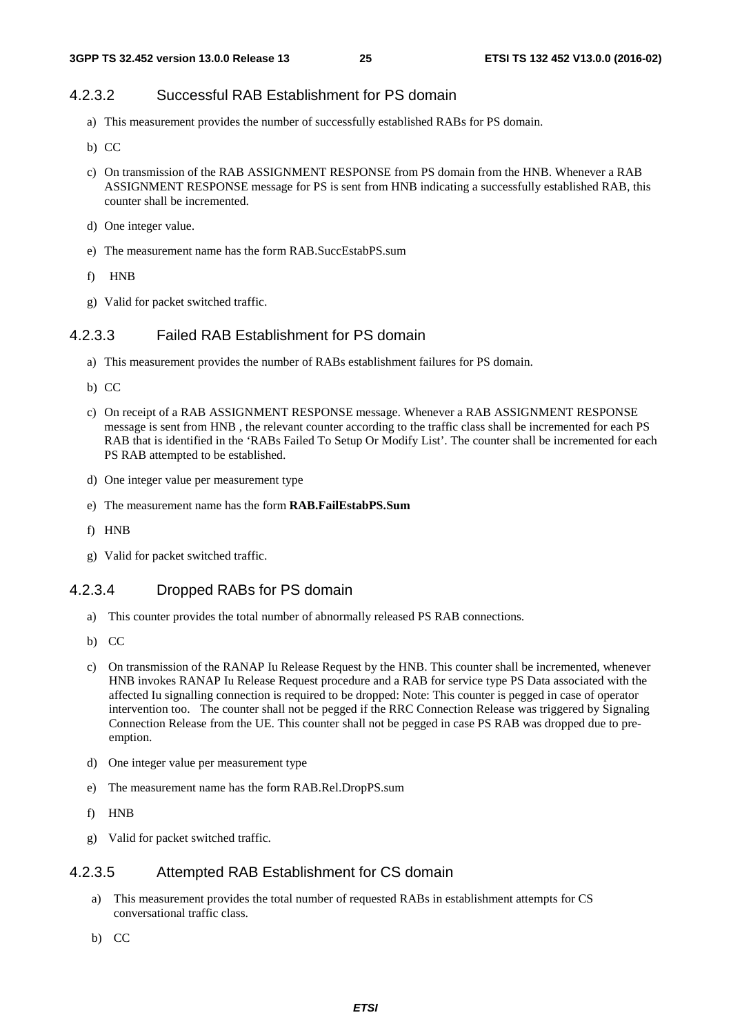#### 4.2.3.2 Successful RAB Establishment for PS domain

a) This measurement provides the number of successfully established RABs for PS domain.

b) CC

c) On transmission of the RAB ASSIGNMENT RESPONSE from PS domain from the HNB. Whenever a RAB ASSIGNMENT RESPONSE message for PS is sent from HNB indicating a successfully established RAB, this counter shall be incremented.

d) One integer value.

e) The measurement name has the form RAB.SuccEstabPS.sum

f) HNB

g) Valid for packet switched traffic.

#### 4.2.3.3 Failed RAB Establishment for PS domain

a) This measurement provides the number of RABs establishment failures for PS domain.

b) CC

c) On receipt of a RAB ASSIGNMENT RESPONSE message. Whenever a RAB ASSIGNMENT RESPONSE message is sent from HNB , the relevant counter according to the traffic class shall be incremented for each PS RAB that is identified in the 'RABs Failed To Setup Or Modify List'. The counter shall be incremented for each PS RAB attempted to be established.

d) One integer value per measurement type

e) The measurement name has the form **RAB.FailEstabPS.Sum**

f) HNB

g) Valid for packet switched traffic.

#### 4.2.3.4 Dropped RABs for PS domain

a) This counter provides the total number of abnormally released PS RAB connections.

b) CC

c) On transmission of the RANAP Iu Release Request by the HNB. This counter shall be incremented, whenever HNB invokes RANAP Iu Release Request procedure and a RAB for service type PS Data associated with the affected Iu signalling connection is required to be dropped: Note: This counter is pegged in case of operator intervention too. The counter shall not be pegged if the RRC Connection Release was triggered by Signaling Connection Release from the UE. This counter shall not be pegged in case PS RAB was dropped due to pre-emption.

d) One integer value per measurement type

e) The measurement name has the form RAB.Rel.DropPS.sum

f) HNB

g) Valid for packet switched traffic.

#### 4.2.3.5 Attempted RAB Establishment for CS domain

a) This measurement provides the total number of requested RABs in establishment attempts for CS conversational traffic class.

b) CC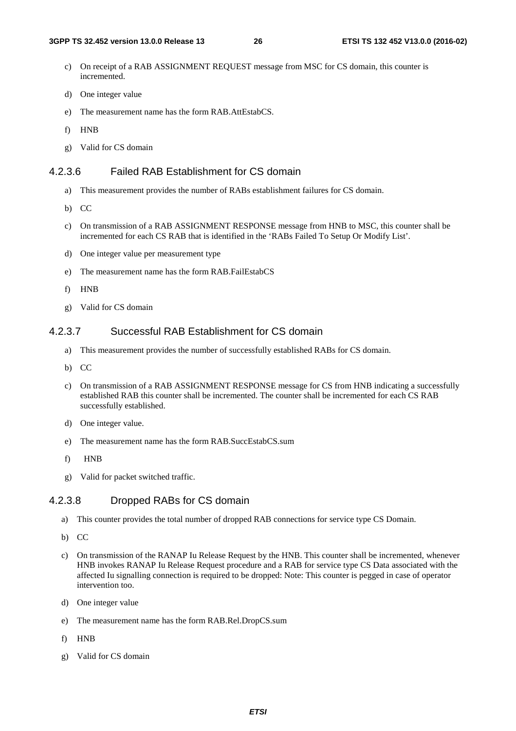c) On receipt of a RAB ASSIGNMENT REQUEST message from MSC for CS domain, this counter is incremented.

d) One integer value

e) The measurement name has the form RAB.AttEstabCS.

f) HNB

g) Valid for CS domain

#### 4.2.3.6 Failed RAB Establishment for CS domain

a) This measurement provides the number of RABs establishment failures for CS domain.

b) CC

c) On transmission of a RAB ASSIGNMENT RESPONSE message from HNB to MSC, this counter shall be incremented for each CS RAB that is identified in the 'RABs Failed To Setup Or Modify List'.

d) One integer value per measurement type

e) The measurement name has the form RAB.FailEstabCS

f) HNB

g) Valid for CS domain

#### 4.2.3.7 Successful RAB Establishment for CS domain

a) This measurement provides the number of successfully established RABs for CS domain.

b) CC

c) On transmission of a RAB ASSIGNMENT RESPONSE message for CS from HNB indicating a successfully established RAB this counter shall be incremented. The counter shall be incremented for each CS RAB successfully established.

d) One integer value.

e) The measurement name has the form RAB.SuccEstabCS.sum

f) HNB

g) Valid for packet switched traffic.

#### 4.2.3.8 Dropped RABs for CS domain

a) This counter provides the total number of dropped RAB connections for service type CS Domain.

b) CC

c) On transmission of the RANAP Iu Release Request by the HNB. This counter shall be incremented, whenever HNB invokes RANAP Iu Release Request procedure and a RAB for service type CS Data associated with the affected Iu signalling connection is required to be dropped: Note: This counter is pegged in case of operator intervention too.

d) One integer value

e) The measurement name has the form RAB.Rel.DropCS.sum

f) HNB

g) Valid for CS domain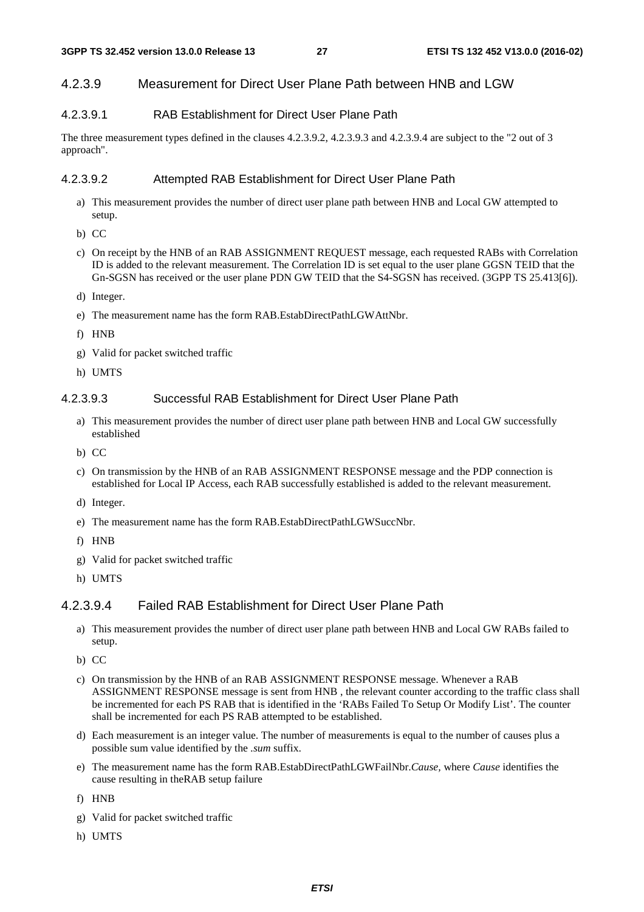#### 4.2.3.9 Measurement for Direct User Plane Path between HNB and LGW

##### 4.2.3.9.1 RAB Establishment for Direct User Plane Path

The three measurement types defined in the clauses 4.2.3.9.2, 4.2.3.9.3 and 4.2.3.9.4 are subject to the "2 out of 3 approach".

##### 4.2.3.9.2 Attempted RAB Establishment for Direct User Plane Path

a) This measurement provides the number of direct user plane path between HNB and Local GW attempted to setup.

b) CC

c) On receipt by the HNB of an RAB ASSIGNMENT REQUEST message, each requested RABs with Correlation ID is added to the relevant measurement. The Correlation ID is set equal to the user plane GGSN TEID that the Gn-SGSN has received or the user plane PDN GW TEID that the S4-SGSN has received. (3GPP TS 25.413[6]).

d) Integer.

e) The measurement name has the form RAB.EstabDirectPathLGWAttNbr.

f) HNB

g) Valid for packet switched traffic

h) UMTS

##### 4.2.3.9.3 Successful RAB Establishment for Direct User Plane Path

a) This measurement provides the number of direct user plane path between HNB and Local GW successfully established

b) CC

c) On transmission by the HNB of an RAB ASSIGNMENT RESPONSE message and the PDP connection is established for Local IP Access, each RAB successfully established is added to the relevant measurement.

d) Integer.

e) The measurement name has the form RAB.EstabDirectPathLGWSuccNbr.

f) HNB

g) Valid for packet switched traffic

h) UMTS

#### 4.2.3.9.4 Failed RAB Establishment for Direct User Plane Path

a) This measurement provides the number of direct user plane path between HNB and Local GW RABs failed to setup.

b) CC

c) On transmission by the HNB of an RAB ASSIGNMENT RESPONSE message. Whenever a RAB ASSIGNMENT RESPONSE message is sent from HNB , the relevant counter according to the traffic class shall be incremented for each PS RAB that is identified in the 'RABs Failed To Setup Or Modify List'. The counter shall be incremented for each PS RAB attempted to be established.

d) Each measurement is an integer value. The number of measurements is equal to the number of causes plus a possible sum value identified by the *.sum* suffix.

e) The measurement name has the form RAB.EstabDirectPathLGWFailNbr.*Cause,* where *Cause* identifies the cause resulting in theRAB setup failure

f) HNB

g) Valid for packet switched traffic

h) UMTS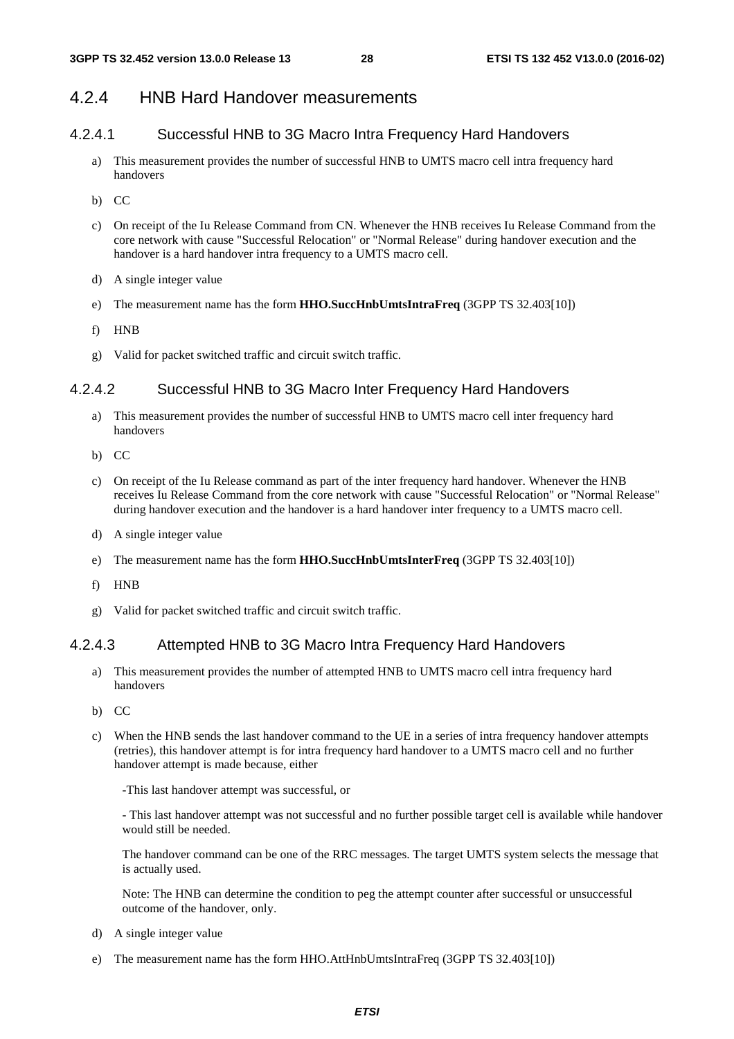## 4.2.4 HNB Hard Handover measurements

### 4.2.4.1 Successful HNB to 3G Macro Intra Frequency Hard Handovers

a) This measurement provides the number of successful HNB to UMTS macro cell intra frequency hard handovers

b) CC

c) On receipt of the Iu Release Command from CN. Whenever the HNB receives Iu Release Command from the core network with cause "Successful Relocation" or "Normal Release" during handover execution and the handover is a hard handover intra frequency to a UMTS macro cell.

d) A single integer value

e) The measurement name has the form **HHO.SuccHnbUmtsIntraFreq** (3GPP TS 32.403[10])

f) HNB

g) Valid for packet switched traffic and circuit switch traffic.

### 4.2.4.2 Successful HNB to 3G Macro Inter Frequency Hard Handovers

a) This measurement provides the number of successful HNB to UMTS macro cell inter frequency hard handovers

b) CC

c) On receipt of the Iu Release command as part of the inter frequency hard handover. Whenever the HNB receives Iu Release Command from the core network with cause "Successful Relocation" or "Normal Release" during handover execution and the handover is a hard handover inter frequency to a UMTS macro cell.

d) A single integer value

e) The measurement name has the form **HHO.SuccHnbUmtsInterFreq** (3GPP TS 32.403[10])

f) HNB

g) Valid for packet switched traffic and circuit switch traffic.

### 4.2.4.3 Attempted HNB to 3G Macro Intra Frequency Hard Handovers

a) This measurement provides the number of attempted HNB to UMTS macro cell intra frequency hard handovers

b) CC

c) When the HNB sends the last handover command to the UE in a series of intra frequency handover attempts (retries), this handover attempt is for intra frequency hard handover to a UMTS macro cell and no further handover attempt is made because, either

   -This last handover attempt was successful, or

   - This last handover attempt was not successful and no further possible target cell is available while handover would still be needed.

   The handover command can be one of the RRC messages. The target UMTS system selects the message that is actually used.

   Note: The HNB can determine the condition to peg the attempt counter after successful or unsuccessful outcome of the handover, only.

d) A single integer value

e) The measurement name has the form HHO.AttHnbUmtsIntraFreq (3GPP TS 32.403[10])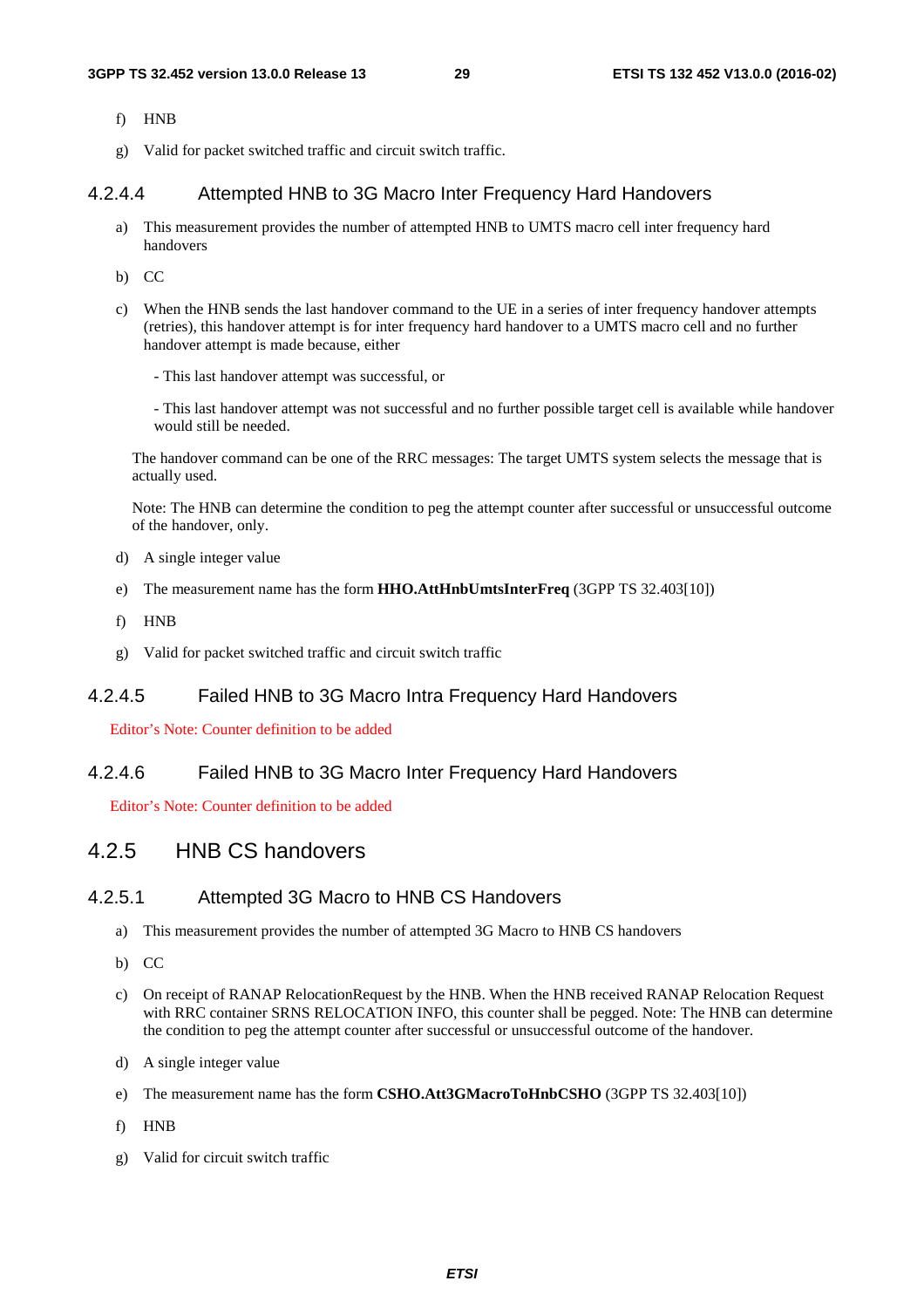f) HNB

g) Valid for packet switched traffic and circuit switch traffic.

#### 4.2.4.4 Attempted HNB to 3G Macro Inter Frequency Hard Handovers

a) This measurement provides the number of attempted HNB to UMTS macro cell inter frequency hard handovers

b) CC

c) When the HNB sends the last handover command to the UE in a series of inter frequency handover attempts (retries), this handover attempt is for inter frequency hard handover to a UMTS macro cell and no further handover attempt is made because, either

   - This last handover attempt was successful, or

   - This last handover attempt was not successful and no further possible target cell is available while handover would still be needed.

   The handover command can be one of the RRC messages: The target UMTS system selects the message that is actually used.

   Note: The HNB can determine the condition to peg the attempt counter after successful or unsuccessful outcome of the handover, only.

d) A single integer value

e) The measurement name has the form **HHO.AttHnbUmtsInterFreq** (3GPP TS 32.403[10])

f) HNB

g) Valid for packet switched traffic and circuit switch traffic

#### 4.2.4.5 Failed HNB to 3G Macro Intra Frequency Hard Handovers

Editor's Note: Counter definition to be added

#### 4.2.4.6 Failed HNB to 3G Macro Inter Frequency Hard Handovers

Editor's Note: Counter definition to be added

### 4.2.5 HNB CS handovers

#### 4.2.5.1 Attempted 3G Macro to HNB CS Handovers

a) This measurement provides the number of attempted 3G Macro to HNB CS handovers

b) CC

c) On receipt of RANAP RelocationRequest by the HNB. When the HNB received RANAP Relocation Request with RRC container SRNS RELOCATION INFO, this counter shall be pegged. Note: The HNB can determine the condition to peg the attempt counter after successful or unsuccessful outcome of the handover.

d) A single integer value

e) The measurement name has the form **CSHO.Att3GMacroToHnbCSHO** (3GPP TS 32.403[10])

f) HNB

g) Valid for circuit switch traffic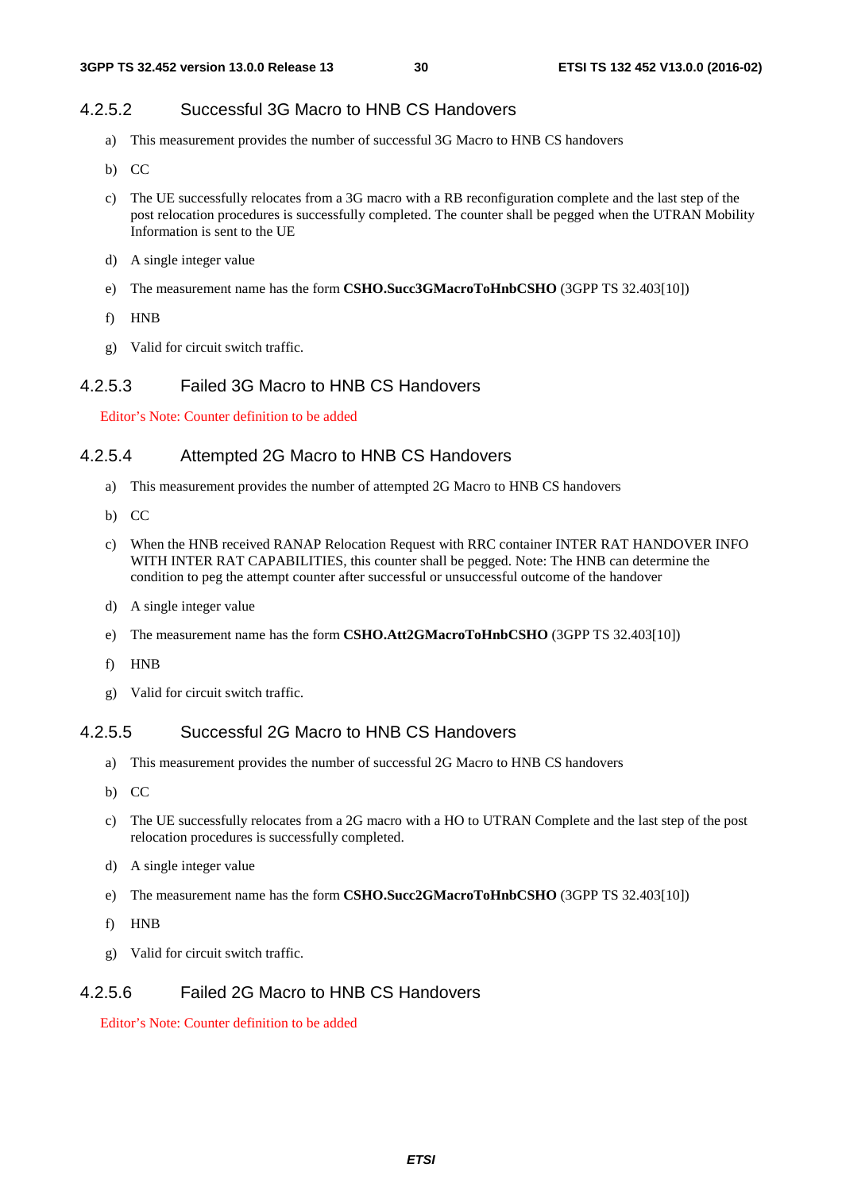### 4.2.5.2 Successful 3G Macro to HNB CS Handovers

a) This measurement provides the number of successful 3G Macro to HNB CS handovers

b) CC

c) The UE successfully relocates from a 3G macro with a RB reconfiguration complete and the last step of the post relocation procedures is successfully completed. The counter shall be pegged when the UTRAN Mobility Information is sent to the UE

d) A single integer value

e) The measurement name has the form **CSHO.Succ3GMacroToHnbCSHO** (3GPP TS 32.403[10])

f) HNB

g) Valid for circuit switch traffic.

### 4.2.5.3 Failed 3G Macro to HNB CS Handovers

Editor's Note: Counter definition to be added

### 4.2.5.4 Attempted 2G Macro to HNB CS Handovers

a) This measurement provides the number of attempted 2G Macro to HNB CS handovers

b) CC

c) When the HNB received RANAP Relocation Request with RRC container INTER RAT HANDOVER INFO WITH INTER RAT CAPABILITIES, this counter shall be pegged. Note: The HNB can determine the condition to peg the attempt counter after successful or unsuccessful outcome of the handover

d) A single integer value

e) The measurement name has the form **CSHO.Att2GMacroToHnbCSHO** (3GPP TS 32.403[10])

f) HNB

g) Valid for circuit switch traffic.

### 4.2.5.5 Successful 2G Macro to HNB CS Handovers

a) This measurement provides the number of successful 2G Macro to HNB CS handovers

b) CC

c) The UE successfully relocates from a 2G macro with a HO to UTRAN Complete and the last step of the post relocation procedures is successfully completed.

d) A single integer value

e) The measurement name has the form **CSHO.Succ2GMacroToHnbCSHO** (3GPP TS 32.403[10])

f) HNB

g) Valid for circuit switch traffic.

### 4.2.5.6 Failed 2G Macro to HNB CS Handovers

Editor's Note: Counter definition to be added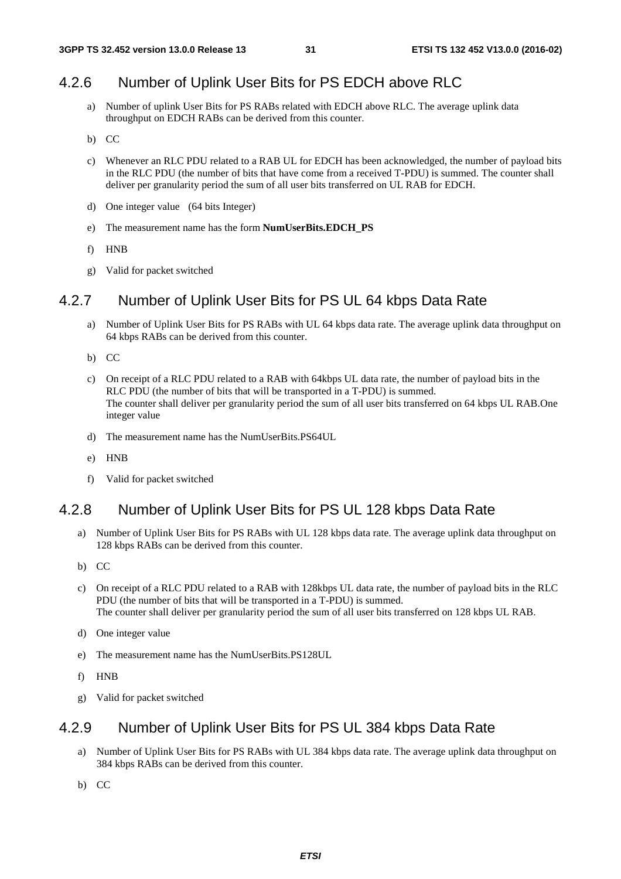## 4.2.6 Number of Uplink User Bits for PS EDCH above RLC

a) Number of uplink User Bits for PS RABs related with EDCH above RLC. The average uplink data throughput on EDCH RABs can be derived from this counter.

b) CC

c) Whenever an RLC PDU related to a RAB UL for EDCH has been acknowledged, the number of payload bits in the RLC PDU (the number of bits that have come from a received T-PDU) is summed. The counter shall deliver per granularity period the sum of all user bits transferred on UL RAB for EDCH.

d) One integer value (64 bits Integer)

e) The measurement name has the form **NumUserBits.EDCH_PS**

f) HNB

g) Valid for packet switched

## 4.2.7 Number of Uplink User Bits for PS UL 64 kbps Data Rate

a) Number of Uplink User Bits for PS RABs with UL 64 kbps data rate. The average uplink data throughput on 64 kbps RABs can be derived from this counter.

b) CC

c) On receipt of a RLC PDU related to a RAB with 64kbps UL data rate, the number of payload bits in the RLC PDU (the number of bits that will be transported in a T-PDU) is summed.
The counter shall deliver per granularity period the sum of all user bits transferred on 64 kbps UL RAB.One integer value

d) The measurement name has the NumUserBits.PS64UL

e) HNB

f) Valid for packet switched

## 4.2.8 Number of Uplink User Bits for PS UL 128 kbps Data Rate

a) Number of Uplink User Bits for PS RABs with UL 128 kbps data rate. The average uplink data throughput on 128 kbps RABs can be derived from this counter.

b) CC

c) On receipt of a RLC PDU related to a RAB with 128kbps UL data rate, the number of payload bits in the RLC PDU (the number of bits that will be transported in a T-PDU) is summed.
The counter shall deliver per granularity period the sum of all user bits transferred on 128 kbps UL RAB.

d) One integer value

e) The measurement name has the NumUserBits.PS128UL

f) HNB

g) Valid for packet switched

## 4.2.9 Number of Uplink User Bits for PS UL 384 kbps Data Rate

a) Number of Uplink User Bits for PS RABs with UL 384 kbps data rate. The average uplink data throughput on 384 kbps RABs can be derived from this counter.

b) CC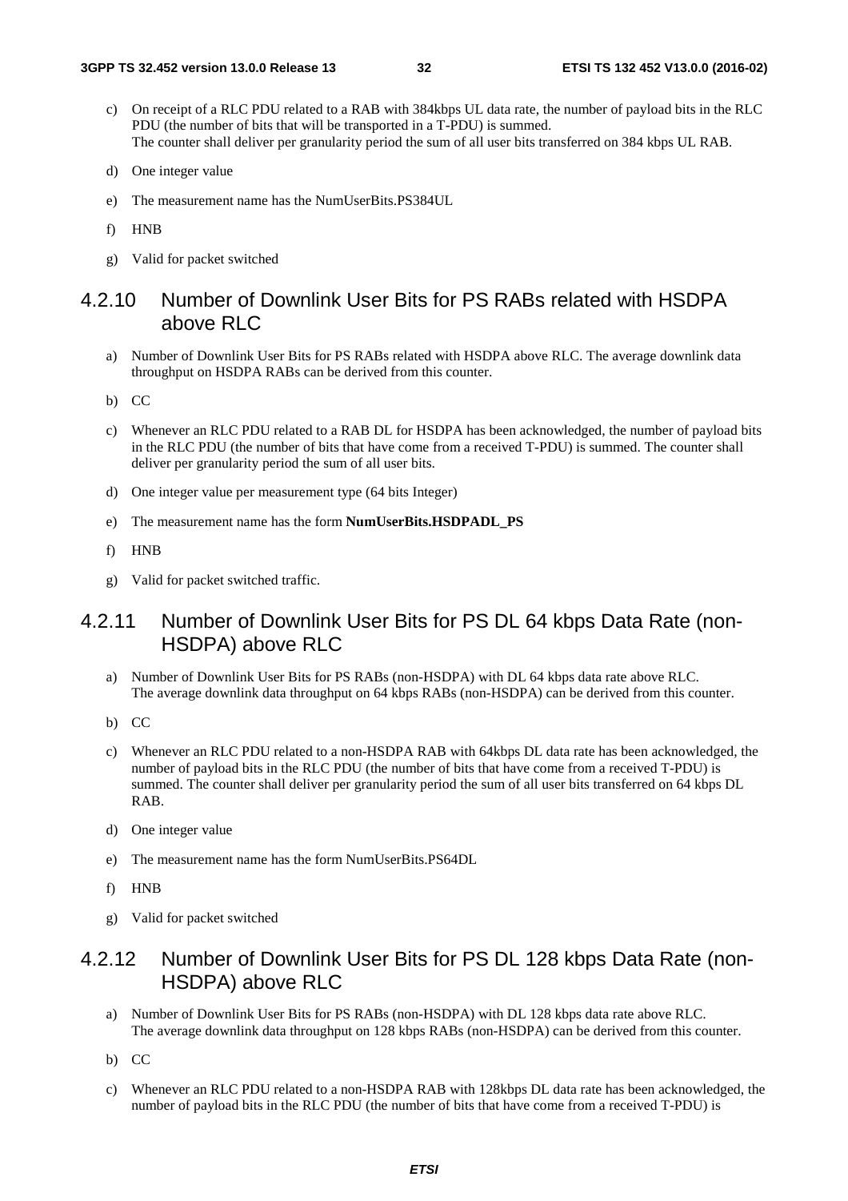c) On receipt of a RLC PDU related to a RAB with 384kbps UL data rate, the number of payload bits in the RLC PDU (the number of bits that will be transported in a T-PDU) is summed.
   The counter shall deliver per granularity period the sum of all user bits transferred on 384 kbps UL RAB.

d) One integer value

e) The measurement name has the NumUserBits.PS384UL

f) HNB

g) Valid for packet switched

## 4.2.10 Number of Downlink User Bits for PS RABs related with HSDPA above RLC

a) Number of Downlink User Bits for PS RABs related with HSDPA above RLC. The average downlink data throughput on HSDPA RABs can be derived from this counter.

b) CC

c) Whenever an RLC PDU related to a RAB DL for HSDPA has been acknowledged, the number of payload bits in the RLC PDU (the number of bits that have come from a received T-PDU) is summed. The counter shall deliver per granularity period the sum of all user bits.

d) One integer value per measurement type (64 bits Integer)

e) The measurement name has the form **NumUserBits.HSDPADL_PS**

f) HNB

g) Valid for packet switched traffic.

## 4.2.11 Number of Downlink User Bits for PS DL 64 kbps Data Rate (non-HSDPA) above RLC

a) Number of Downlink User Bits for PS RABs (non-HSDPA) with DL 64 kbps data rate above RLC.
   The average downlink data throughput on 64 kbps RABs (non-HSDPA) can be derived from this counter.

b) CC

c) Whenever an RLC PDU related to a non-HSDPA RAB with 64kbps DL data rate has been acknowledged, the number of payload bits in the RLC PDU (the number of bits that have come from a received T-PDU) is summed. The counter shall deliver per granularity period the sum of all user bits transferred on 64 kbps DL RAB.

d) One integer value

e) The measurement name has the form NumUserBits.PS64DL

f) HNB

g) Valid for packet switched

## 4.2.12 Number of Downlink User Bits for PS DL 128 kbps Data Rate (non-HSDPA) above RLC

a) Number of Downlink User Bits for PS RABs (non-HSDPA) with DL 128 kbps data rate above RLC.
   The average downlink data throughput on 128 kbps RABs (non-HSDPA) can be derived from this counter.

b) CC

c) Whenever an RLC PDU related to a non-HSDPA RAB with 128kbps DL data rate has been acknowledged, the number of payload bits in the RLC PDU (the number of bits that have come from a received T-PDU) is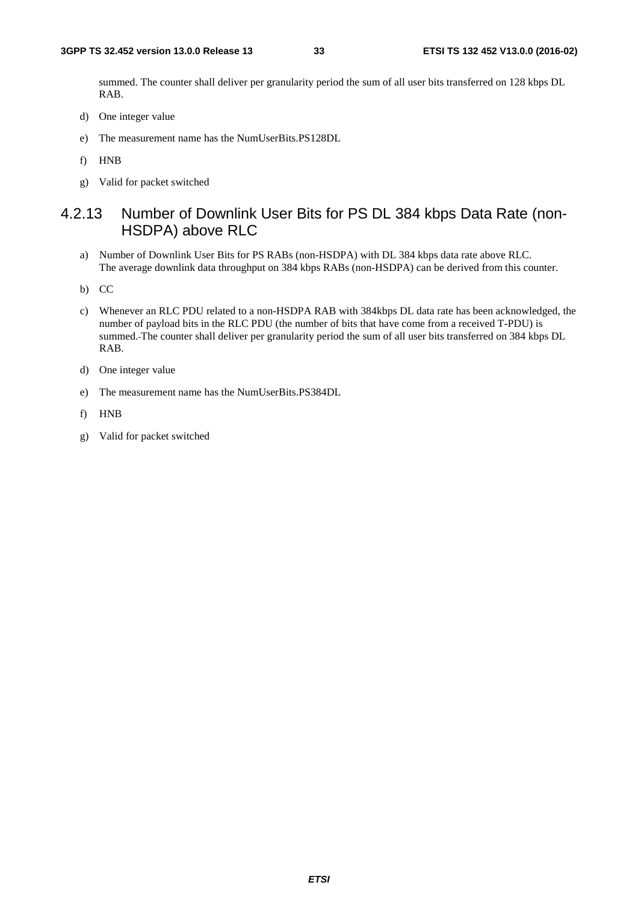summed. The counter shall deliver per granularity period the sum of all user bits transferred on 128 kbps DL RAB.

d) One integer value

e) The measurement name has the NumUserBits.PS128DL

f) HNB

g) Valid for packet switched

### 4.2.13 Number of Downlink User Bits for PS DL 384 kbps Data Rate (non-HSDPA) above RLC

a) Number of Downlink User Bits for PS RABs (non-HSDPA) with DL 384 kbps data rate above RLC.
The average downlink data throughput on 384 kbps RABs (non-HSDPA) can be derived from this counter.

b) CC

c) Whenever an RLC PDU related to a non-HSDPA RAB with 384kbps DL data rate has been acknowledged, the number of payload bits in the RLC PDU (the number of bits that have come from a received T-PDU) is summed. The counter shall deliver per granularity period the sum of all user bits transferred on 384 kbps DL RAB.

d) One integer value

e) The measurement name has the NumUserBits.PS384DL

f) HNB

g) Valid for packet switched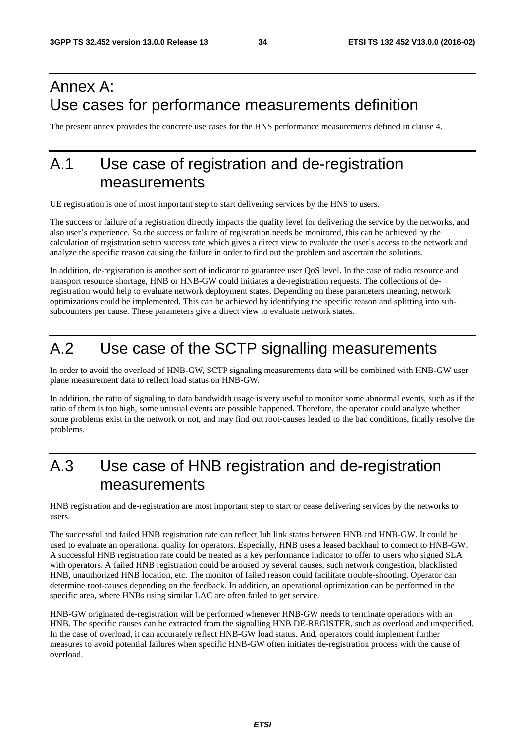# Annex A: Use cases for performance measurements definition

The present annex provides the concrete use cases for the HNS performance measurements defined in clause 4.

## A.1 Use case of registration and de-registration measurements

UE registration is one of most important step to start delivering services by the HNS to users.

The success or failure of a registration directly impacts the quality level for delivering the service by the networks, and also user's experience. So the success or failure of registration needs be monitored, this can be achieved by the calculation of registration setup success rate which gives a direct view to evaluate the user's access to the network and analyze the specific reason causing the failure in order to find out the problem and ascertain the solutions.

In addition, de-registration is another sort of indicator to guarantee user QoS level. In the case of radio resource and transport resource shortage, HNB or HNB-GW could initiates a de-registration requests. The collections of de-registration would help to evaluate network deployment states. Depending on these parameters meaning, network optimizations could be implemented. This can be achieved by identifying the specific reason and splitting into sub-subcounters per cause. These parameters give a direct view to evaluate network states.

## A.2 Use case of the SCTP signalling measurements

In order to avoid the overload of HNB-GW, SCTP signaling measurements data will be combined with HNB-GW user plane measurement data to reflect load status on HNB-GW.

In addition, the ratio of signaling to data bandwidth usage is very useful to monitor some abnormal events, such as if the ratio of them is too high, some unusual events are possible happened. Therefore, the operator could analyze whether some problems exist in the network or not, and may find out root-causes leaded to the bad conditions, finally resolve the problems.

## A.3 Use case of HNB registration and de-registration measurements

HNB registration and de-registration are most important step to start or cease delivering services by the networks to users.

The successful and failed HNB registration rate can reflect Iuh link status between HNB and HNB-GW. It could be used to evaluate an operational quality for operators. Especially, HNB uses a leased backhaul to connect to HNB-GW. A successful HNB registration rate could be treated as a key performance indicator to offer to users who signed SLA with operators. A failed HNB registration could be aroused by several causes, such network congestion, blacklisted HNB, unauthorized HNB location, etc. The monitor of failed reason could facilitate trouble-shooting. Operator can determine root-causes depending on the feedback. In addition, an operational optimization can be performed in the specific area, where HNBs using similar LAC are often failed to get service.

HNB-GW originated de-registration will be performed whenever HNB-GW needs to terminate operations with an HNB. The specific causes can be extracted from the signalling HNB DE-REGISTER, such as overload and unspecified. In the case of overload, it can accurately reflect HNB-GW load status. And, operators could implement further measures to avoid potential failures when specific HNB-GW often initiates de-registration process with the cause of overload.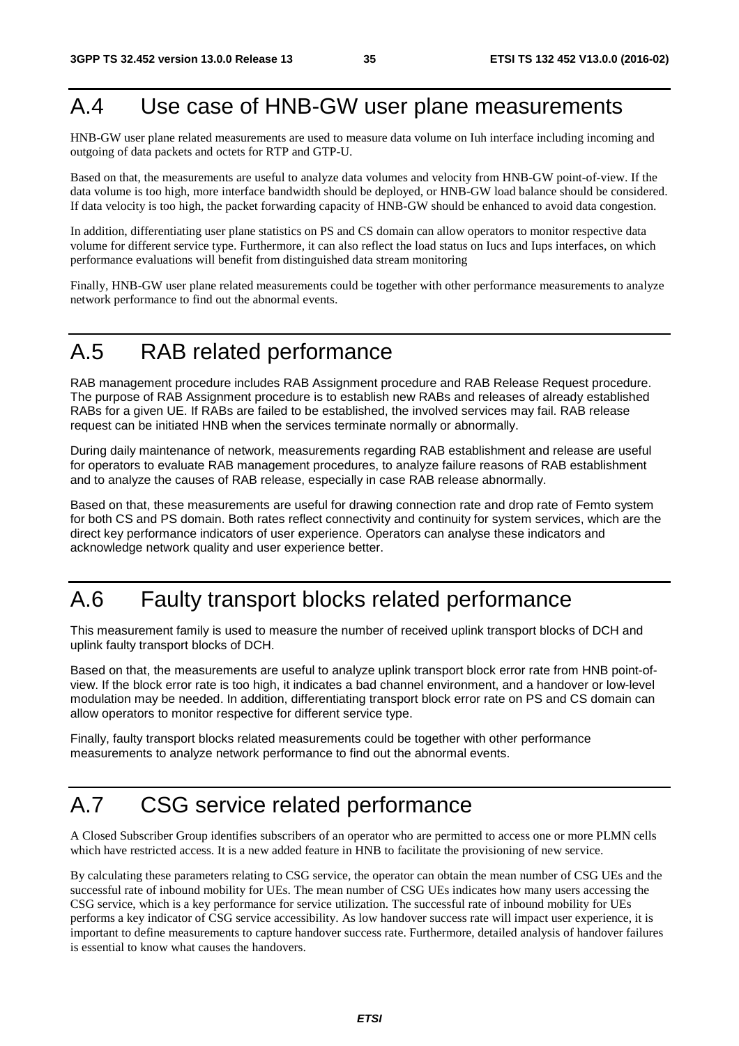# A.4 Use case of HNB-GW user plane measurements

HNB-GW user plane related measurements are used to measure data volume on Iuh interface including incoming and outgoing of data packets and octets for RTP and GTP-U.

Based on that, the measurements are useful to analyze data volumes and velocity from HNB-GW point-of-view. If the data volume is too high, more interface bandwidth should be deployed, or HNB-GW load balance should be considered. If data velocity is too high, the packet forwarding capacity of HNB-GW should be enhanced to avoid data congestion.

In addition, differentiating user plane statistics on PS and CS domain can allow operators to monitor respective data volume for different service type. Furthermore, it can also reflect the load status on Iucs and Iups interfaces, on which performance evaluations will benefit from distinguished data stream monitoring

Finally, HNB-GW user plane related measurements could be together with other performance measurements to analyze network performance to find out the abnormal events.

# A.5 RAB related performance

RAB management procedure includes RAB Assignment procedure and RAB Release Request procedure. The purpose of RAB Assignment procedure is to establish new RABs and releases of already established RABs for a given UE. If RABs are failed to be established, the involved services may fail. RAB release request can be initiated HNB when the services terminate normally or abnormally.

During daily maintenance of network, measurements regarding RAB establishment and release are useful for operators to evaluate RAB management procedures, to analyze failure reasons of RAB establishment and to analyze the causes of RAB release, especially in case RAB release abnormally.

Based on that, these measurements are useful for drawing connection rate and drop rate of Femto system for both CS and PS domain. Both rates reflect connectivity and continuity for system services, which are the direct key performance indicators of user experience. Operators can analyse these indicators and acknowledge network quality and user experience better.

# A.6 Faulty transport blocks related performance

This measurement family is used to measure the number of received uplink transport blocks of DCH and uplink faulty transport blocks of DCH.

Based on that, the measurements are useful to analyze uplink transport block error rate from HNB point-of-view. If the block error rate is too high, it indicates a bad channel environment, and a handover or low-level modulation may be needed. In addition, differentiating transport block error rate on PS and CS domain can allow operators to monitor respective for different service type.

Finally, faulty transport blocks related measurements could be together with other performance measurements to analyze network performance to find out the abnormal events.

# A.7 CSG service related performance

A Closed Subscriber Group identifies subscribers of an operator who are permitted to access one or more PLMN cells which have restricted access. It is a new added feature in HNB to facilitate the provisioning of new service.

By calculating these parameters relating to CSG service, the operator can obtain the mean number of CSG UEs and the successful rate of inbound mobility for UEs. The mean number of CSG UEs indicates how many users accessing the CSG service, which is a key performance for service utilization. The successful rate of inbound mobility for UEs performs a key indicator of CSG service accessibility. As low handover success rate will impact user experience, it is important to define measurements to capture handover success rate. Furthermore, detailed analysis of handover failures is essential to know what causes the handovers.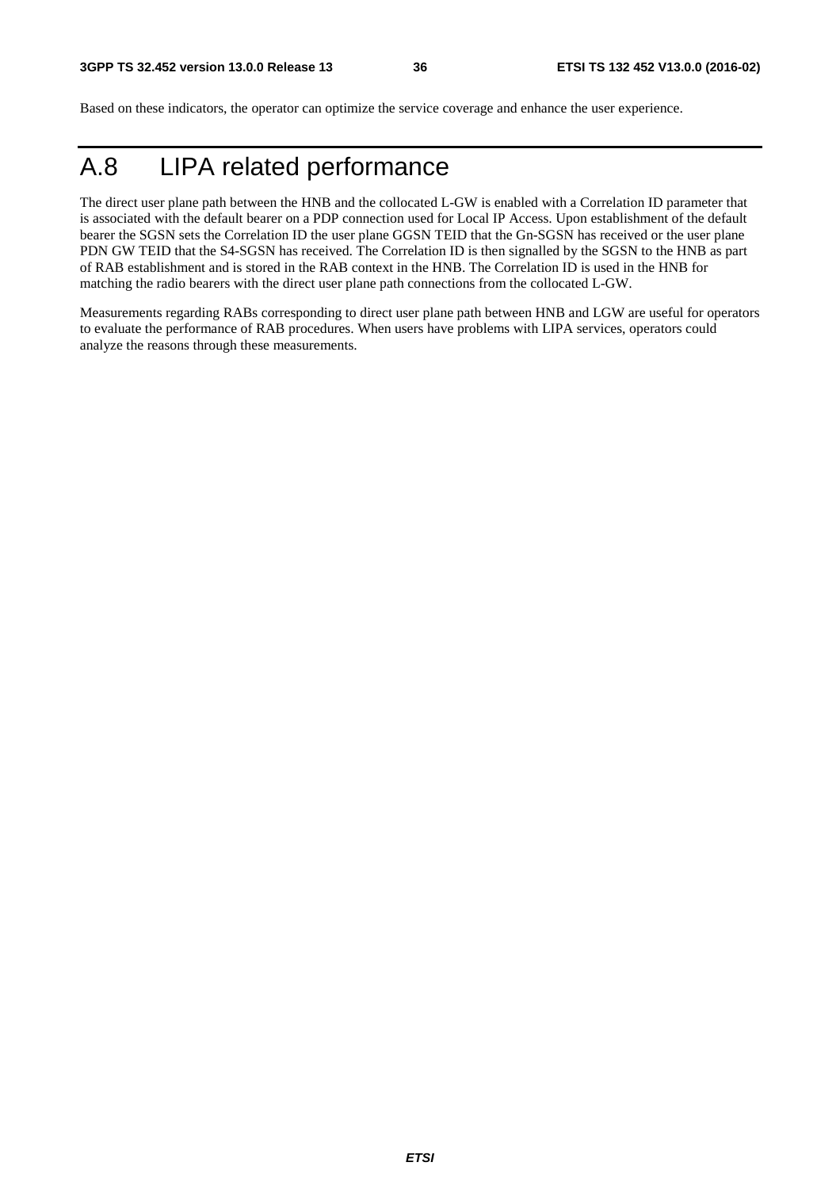Based on these indicators, the operator can optimize the service coverage and enhance the user experience.

# A.8 LIPA related performance

The direct user plane path between the HNB and the collocated L-GW is enabled with a Correlation ID parameter that is associated with the default bearer on a PDP connection used for Local IP Access. Upon establishment of the default bearer the SGSN sets the Correlation ID the user plane GGSN TEID that the Gn-SGSN has received or the user plane PDN GW TEID that the S4-SGSN has received. The Correlation ID is then signalled by the SGSN to the HNB as part of RAB establishment and is stored in the RAB context in the HNB. The Correlation ID is used in the HNB for matching the radio bearers with the direct user plane path connections from the collocated L-GW.

Measurements regarding RABs corresponding to direct user plane path between HNB and LGW are useful for operators to evaluate the performance of RAB procedures. When users have problems with LIPA services, operators could analyze the reasons through these measurements.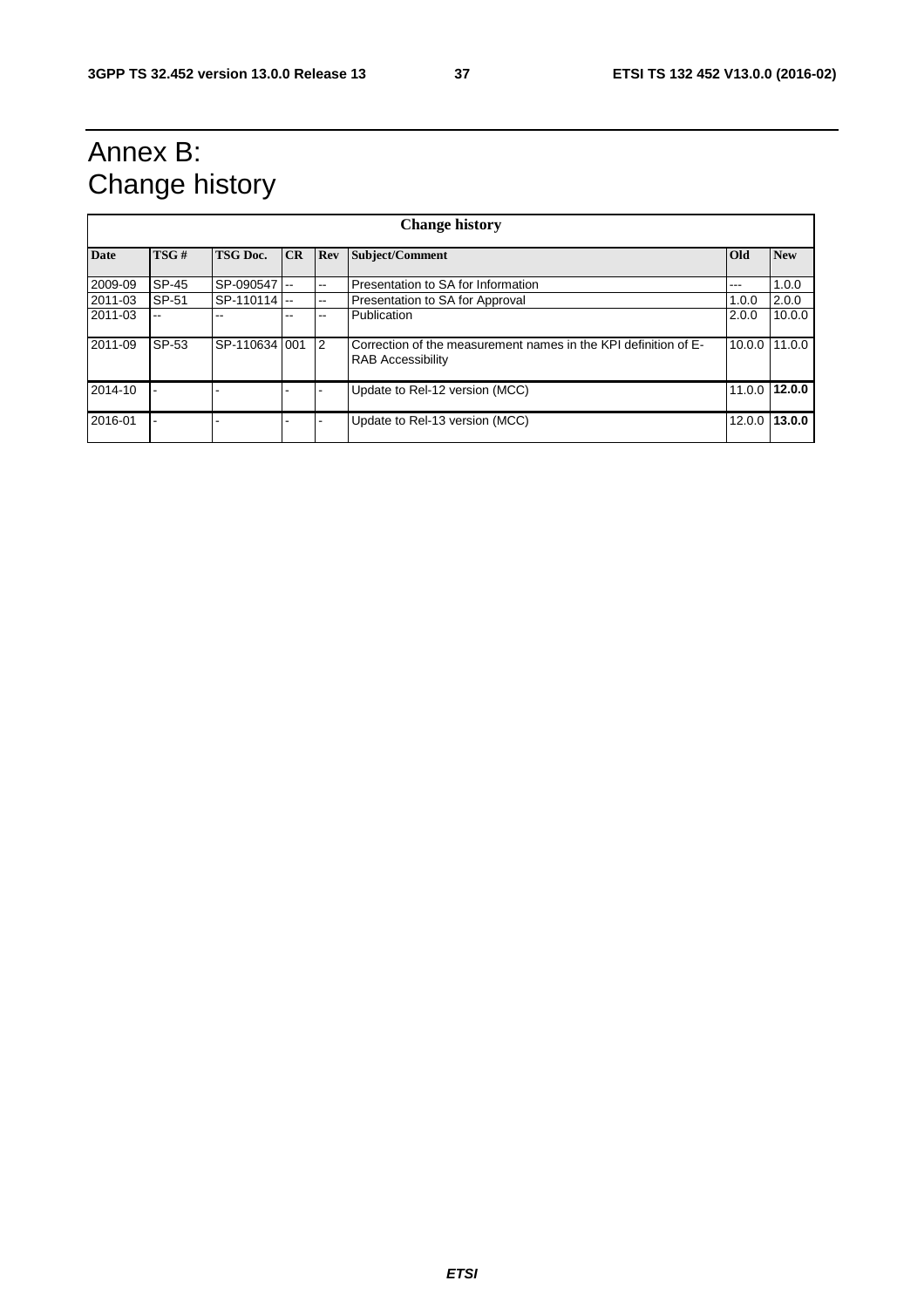# Annex B: Change history

| Change history | | | | | | | |
|---|---|---|---|---|---|---|---|
| **Date** | **TSG #** | **TSG Doc.** | **CR** | **Rev** | **Subject/Comment** | **Old** | **New** |
| 2009-09 | SP-45 | SP-090547 | -- | -- | Presentation to SA for Information | --- | 1.0.0 |
| 2011-03 | SP-51 | SP-110114 | -- | -- | Presentation to SA for Approval | 1.0.0 | 2.0.0 |
| 2011-03 | -- | -- | -- | -- | Publication | 2.0.0 | 10.0.0 |
| 2011-09 | SP-53 | SP-110634 | 001 | 2 | Correction of the measurement names in the KPI definition of E-RAB Accessibility | 10.0.0 | 11.0.0 |
| 2014-10 | - | - | - | - | Update to Rel-12 version (MCC) | 11.0.0 | **12.0.0** |
| 2016-01 | - | - | - | - | Update to Rel-13 version (MCC) | 12.0.0 | **13.0.0** |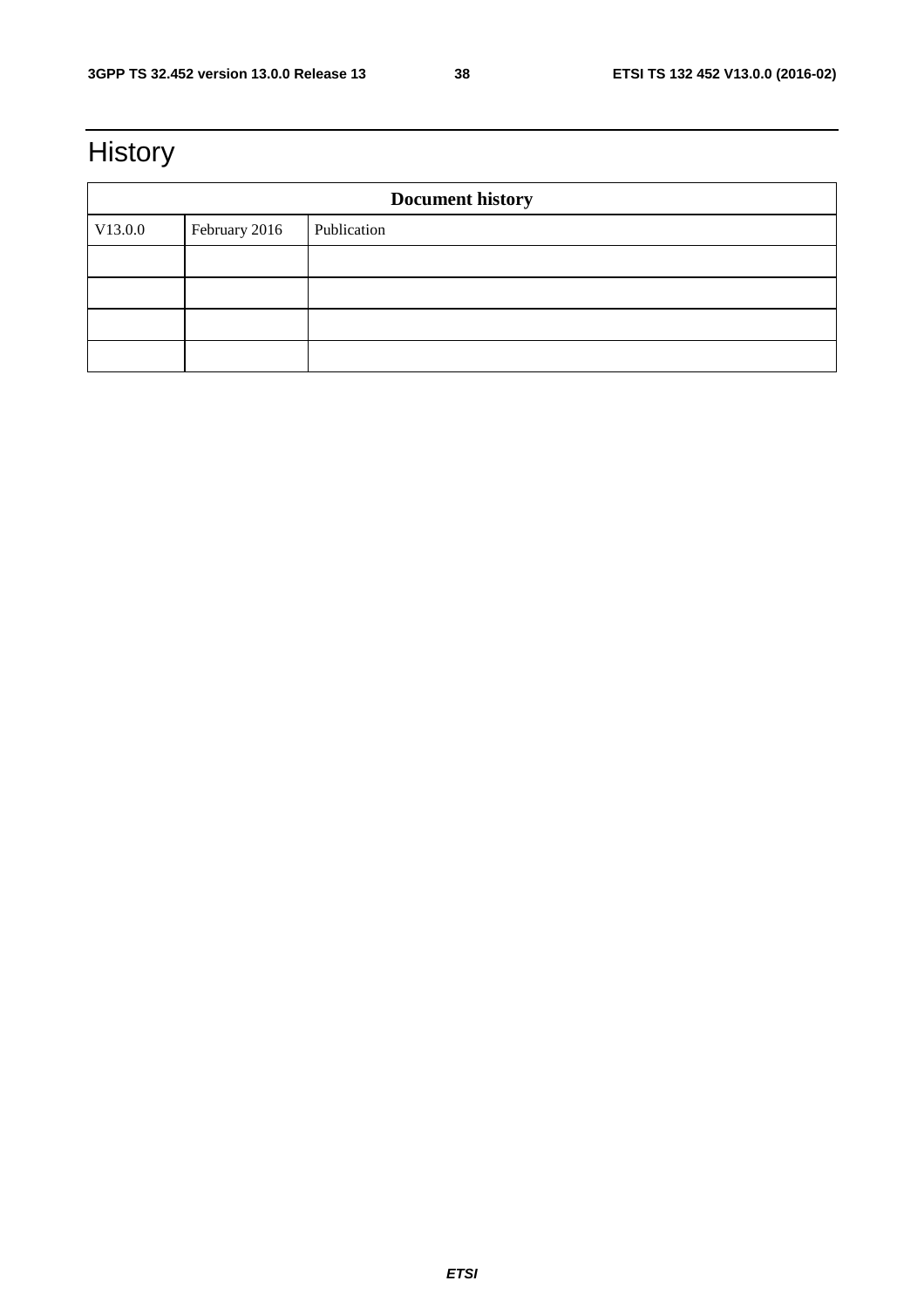# History

| Document history | | |
|---|---|---|
| V13.0.0 | February 2016 | Publication |
| | | |
| | | |
| | | |
| | | |